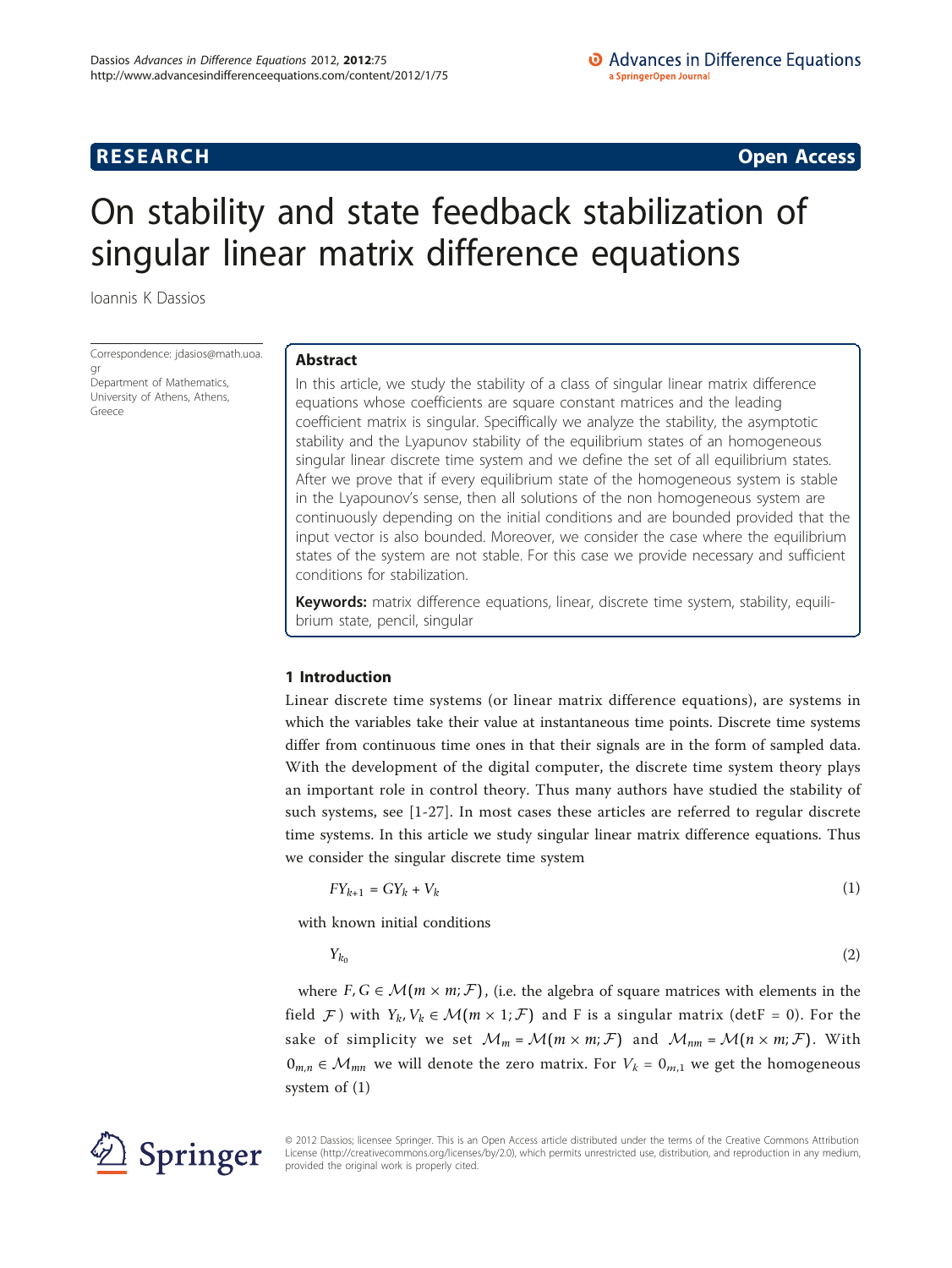**RESEARCH** **Open Access**

# On stability and state feedback stabilization of singular linear matrix difference equations

Ioannis K Dassios

Correspondence: jdasios@math.uoa.gr
Department of Mathematics, University of Athens, Athens, Greece

## Abstract

In this article, we study the stability of a class of singular linear matrix difference equations whose coefficients are square constant matrices and the leading coefficient matrix is singular. Speciffically we analyze the stability, the asymptotic stability and the Lyapunov stability of the equilibrium states of an homogeneous singular linear discrete time system and we define the set of all equilibrium states. After we prove that if every equilibrium state of the homogeneous system is stable in the Lyapounov's sense, then all solutions of the non homogeneous system are continuously depending on the initial conditions and are bounded provided that the input vector is also bounded. Moreover, we consider the case where the equilibrium states of the system are not stable. For this case we provide necessary and sufficient conditions for stabilization.

**Keywords:** matrix difference equations, linear, discrete time system, stability, equilibrium state, pencil, singular

## 1 Introduction

Linear discrete time systems (or linear matrix difference equations), are systems in which the variables take their value at instantaneous time points. Discrete time systems differ from continuous time ones in that their signals are in the form of sampled data. With the development of the digital computer, the discrete time system theory plays an important role in control theory. Thus many authors have studied the stability of such systems, see [1-27]. In most cases these articles are referred to regular discrete time systems. In this article we study singular linear matrix difference equations. Thus we consider the singular discrete time system

$$FY_{k+1} = GY_k + V_k \tag{1}$$

with known initial conditions

$$Y_{k_0} \tag{2}$$

where $F, G \in \mathcal{M}(m \times m; \mathcal{F})$, (i.e. the algebra of square matrices with elements in the field $\mathcal{F}$) with $Y_k, V_k \in \mathcal{M}(m \times 1; \mathcal{F})$ and F is a singular matrix (detF = 0). For the sake of simplicity we set $\mathcal{M}_m = \mathcal{M}(m \times m; \mathcal{F})$ and $\mathcal{M}_{nm} = \mathcal{M}(n \times m; \mathcal{F})$. With $0_{m,n} \in \mathcal{M}_{mn}$ we will denote the zero matrix. For $V_k = 0_{m,1}$ we get the homogeneous system of (1)

© 2012 Dassios; licensee Springer. This is an Open Access article distributed under the terms of the Creative Commons Attribution License (http://creativecommons.org/licenses/by/2.0), which permits unrestricted use, distribution, and reproduction in any medium, provided the original work is properly cited.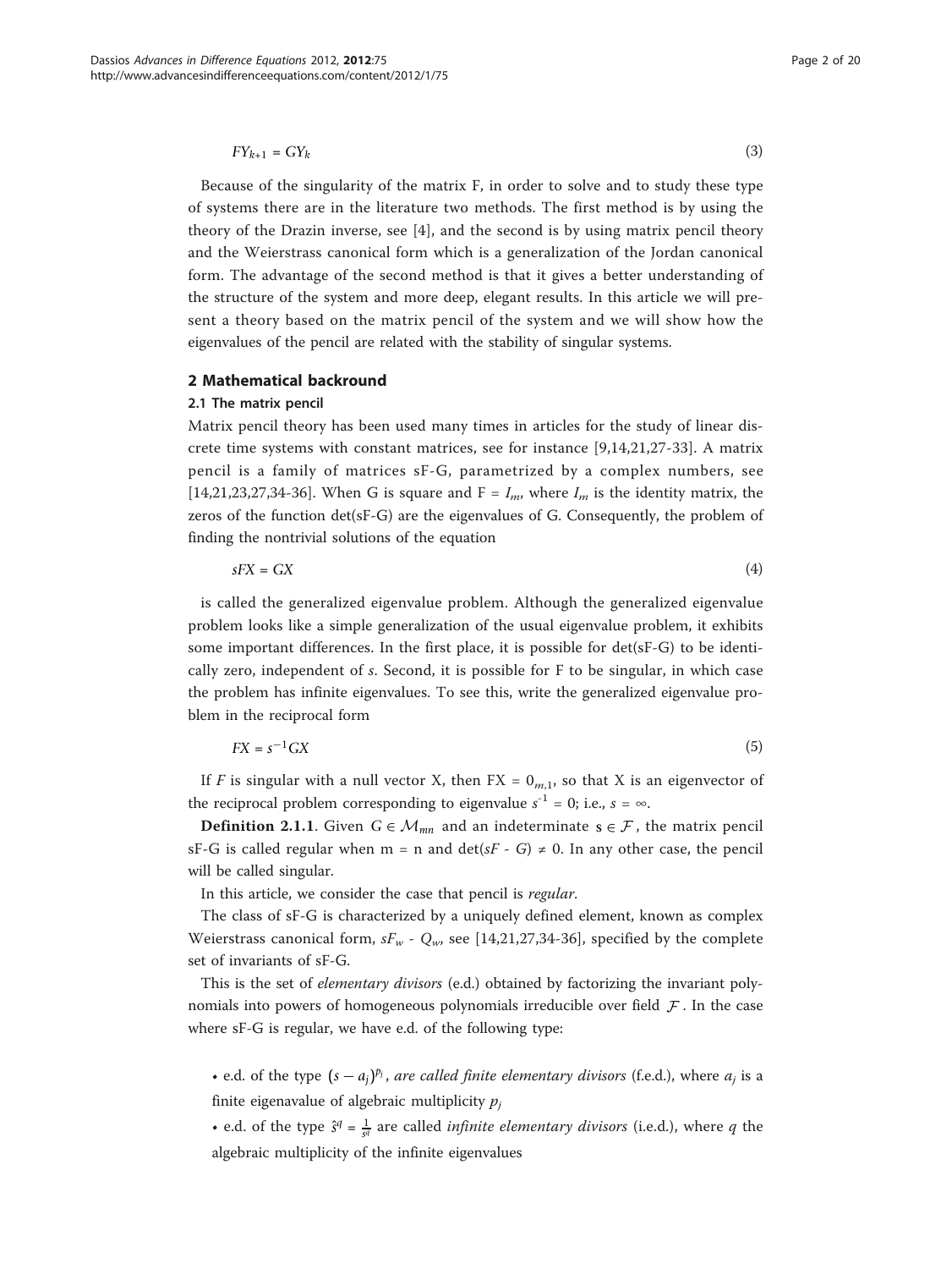$$FY_{k+1} = GY_k \tag{3}$$

Because of the singularity of the matrix F, in order to solve and to study these type of systems there are in the literature two methods. The first method is by using the theory of the Drazin inverse, see [4], and the second is by using matrix pencil theory and the Weierstrass canonical form which is a generalization of the Jordan canonical form. The advantage of the second method is that it gives a better understanding of the structure of the system and more deep, elegant results. In this article we will present a theory based on the matrix pencil of the system and we will show how the eigenvalues of the pencil are related with the stability of singular systems.

## 2 Mathematical backround

### 2.1 The matrix pencil

Matrix pencil theory has been used many times in articles for the study of linear discrete time systems with constant matrices, see for instance [9,14,21,27-33]. A matrix pencil is a family of matrices sF-G, parametrized by a complex numbers, see [14,21,23,27,34-36]. When G is square and F = $I_m$, where $I_m$ is the identity matrix, the zeros of the function det(sF-G) are the eigenvalues of G. Consequently, the problem of finding the nontrivial solutions of the equation

$$sFX = GX \tag{4}$$

is called the generalized eigenvalue problem. Although the generalized eigenvalue problem looks like a simple generalization of the usual eigenvalue problem, it exhibits some important differences. In the first place, it is possible for det(sF-G) to be identically zero, independent of *s*. Second, it is possible for F to be singular, in which case the problem has infinite eigenvalues. To see this, write the generalized eigenvalue problem in the reciprocal form

$$FX = s^{-1}GX \tag{5}$$

If *F* is singular with a null vector X, then FX = $0_{m,1}$, so that X is an eigenvector of the reciprocal problem corresponding to eigenvalue $s^{-1} = 0$; i.e., $s = \infty$.

**Definition 2.1.1**. Given $G \in \mathcal{M}_{mn}$ and an indeterminate $s \in \mathcal{F}$, the matrix pencil sF-G is called regular when m = n and $\det(sF - G) \neq 0$. In any other case, the pencil will be called singular.

In this article, we consider the case that pencil is *regular*.

The class of sF-G is characterized by a uniquely defined element, known as complex Weierstrass canonical form, $sF_w$ - $Q_w$, see [14,21,27,34-36], specified by the complete set of invariants of sF-G.

This is the set of *elementary divisors* (e.d.) obtained by factorizing the invariant polynomials into powers of homogeneous polynomials irreducible over field $\mathcal{F}$. In the case where sF-G is regular, we have e.d. of the following type:

- e.d. of the type $(s - a_j)^{p_j}$, *are called finite elementary divisors* (f.e.d.), where $a_j$ is a finite eigenavalue of algebraic multiplicity $p_j$
- e.d. of the type $\hat{s}^q = \frac{1}{s^q}$ are called *infinite elementary divisors* (i.e.d.), where *q* the algebraic multiplicity of the infinite eigenvalues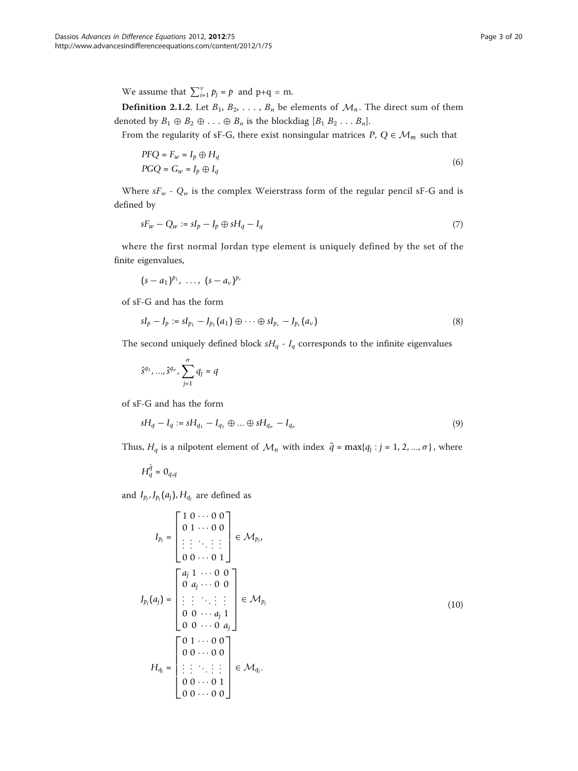We assume that $\sum_{i=1}^{\nu} p_j = p$ and p+q = m.

**Definition 2.1.2**. Let $B_1, B_2, \ldots, B_n$ be elements of $\mathcal{M}_n$. The direct sum of them denoted by $B_1 \oplus B_2 \oplus \ldots \oplus B_n$ is the blockdiag $[B_1\ B_2 \ldots B_n]$.

From the regularity of sF-G, there exist nonsingular matrices $P, Q \in \mathcal{M}_m$ such that

$$
\begin{aligned}
PFQ &= F_w = I_p \oplus H_q \\
PGQ &= G_w = J_p \oplus I_q
\end{aligned}
\tag{6}
$$

Where $sF_w$ - $Q_w$ is the complex Weierstrass form of the regular pencil sF-G and is defined by

$$
sF_w - Q_w := sI_p - J_p \oplus sH_q - I_q \tag{7}
$$

where the first normal Jordan type element is uniquely defined by the set of the finite eigenvalues,

$$
(s-a_1)^{p_1}, \ \ldots, \ (s-a_\nu)^{p_\nu}
$$

of sF-G and has the form

$$
sI_p - J_p := sI_{p_1} - J_{p_1}(a_1) \oplus \cdots \oplus sI_{p_\nu} - J_{p_\nu}(a_\nu) \tag{8}
$$

The second uniquely defined block $sH_q$ - $I_q$ corresponds to the infinite eigenvalues

$$
\hat{s}^{q_1}, \ldots, \hat{s}^{q_\sigma}, \sum_{j=1}^{\sigma} q_j = q
$$

of sF-G and has the form

$$
sH_q - I_q := sH_{q_1} - I_{q_1} \oplus \ldots \oplus sH_{q_\sigma} - I_{q_\sigma} \tag{9}
$$

Thus, $H_q$ is a nilpotent element of $\mathcal{M}_n$ with index $\tilde{q} = \max\{q_j : j = 1, 2, \ldots, \sigma\}$, where

$$
H_q^{\tilde{q}} = 0_{q,q}
$$

and $I_{p_j}, J_{p_j}(a_j), H_{q_j}$ are defined as

$$
\begin{aligned}
I_{p_j} &= \begin{bmatrix} 1 & 0 & \cdots & 0 & 0 \\ 0 & 1 & \cdots & 0 & 0 \\ \vdots & \vdots & \ddots & \vdots & \vdots \\ 0 & 0 & \cdots & 0 & 1 \end{bmatrix} \in \mathcal{M}_{p_j}, \\
J_{p_j}(a_j) &= \begin{bmatrix} a_j & 1 & \cdots & 0 & 0 \\ 0 & a_j & \cdots & 0 & 0 \\ \vdots & \vdots & \ddots & \vdots & \vdots \\ 0 & 0 & \cdots & a_j & 1 \\ 0 & 0 & \cdots & 0 & a_j \end{bmatrix} \in \mathcal{M}_{p_j} \\
H_{q_j} &= \begin{bmatrix} 0 & 1 & \cdots & 0 & 0 \\ 0 & 0 & \cdots & 0 & 0 \\ \vdots & \vdots & \ddots & \vdots & \vdots \\ 0 & 0 & \cdots & 0 & 1 \\ 0 & 0 & \cdots & 0 & 0 \end{bmatrix} \in \mathcal{M}_{q_j}.
\end{aligned}
\tag{10}
$$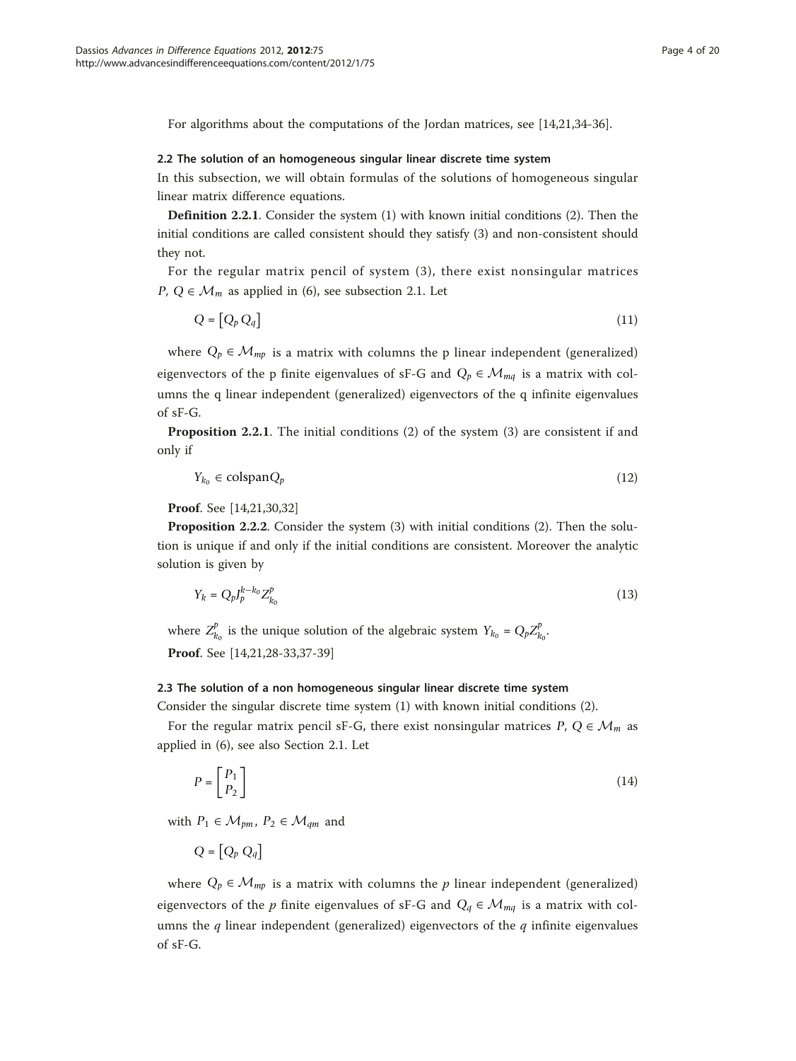For algorithms about the computations of the Jordan matrices, see [14,21,34-36].

### 2.2 The solution of an homogeneous singular linear discrete time system

In this subsection, we will obtain formulas of the solutions of homogeneous singular linear matrix difference equations.

**Definition 2.2.1**. Consider the system (1) with known initial conditions (2). Then the initial conditions are called consistent should they satisfy (3) and non-consistent should they not.

For the regular matrix pencil of system (3), there exist nonsingular matrices $P, Q \in \mathcal{M}_m$ as applied in (6), see subsection 2.1. Let

$$Q = \begin{bmatrix} Q_p \, Q_q \end{bmatrix} \tag{11}$$

where $Q_p \in \mathcal{M}_{mp}$ is a matrix with columns the p linear independent (generalized) eigenvectors of the p finite eigenvalues of sF-G and $Q_p \in \mathcal{M}_{mq}$ is a matrix with columns the q linear independent (generalized) eigenvectors of the q infinite eigenvalues of sF-G.

**Proposition 2.2.1**. The initial conditions (2) of the system (3) are consistent if and only if

$$Y_{k_0} \in \text{colspan} Q_p \tag{12}$$

**Proof**. See [14,21,30,32]

**Proposition 2.2.2**. Consider the system (3) with initial conditions (2). Then the solution is unique if and only if the initial conditions are consistent. Moreover the analytic solution is given by

$$Y_k = Q_p J_p^{k-k_0} Z_{k_0}^p \tag{13}$$

where $Z_{k_0}^p$ is the unique solution of the algebraic system $Y_{k_0} = Q_p Z_{k_0}^p$.

**Proof**. See [14,21,28-33,37-39]

### 2.3 The solution of a non homogeneous singular linear discrete time system

Consider the singular discrete time system (1) with known initial conditions (2).

For the regular matrix pencil sF-G, there exist nonsingular matrices $P, Q \in \mathcal{M}_m$ as applied in (6), see also Section 2.1. Let

$$P = \begin{bmatrix} P_1 \\ P_2 \end{bmatrix} \tag{14}$$

with $P_1 \in \mathcal{M}_{pm}$, $P_2 \in \mathcal{M}_{qm}$ and

$$Q = \begin{bmatrix} Q_p \; Q_q \end{bmatrix}$$

where $Q_p \in \mathcal{M}_{mp}$ is a matrix with columns the $p$ linear independent (generalized) eigenvectors of the $p$ finite eigenvalues of sF-G and $Q_q \in \mathcal{M}_{mq}$ is a matrix with columns the $q$ linear independent (generalized) eigenvectors of the $q$ infinite eigenvalues of sF-G.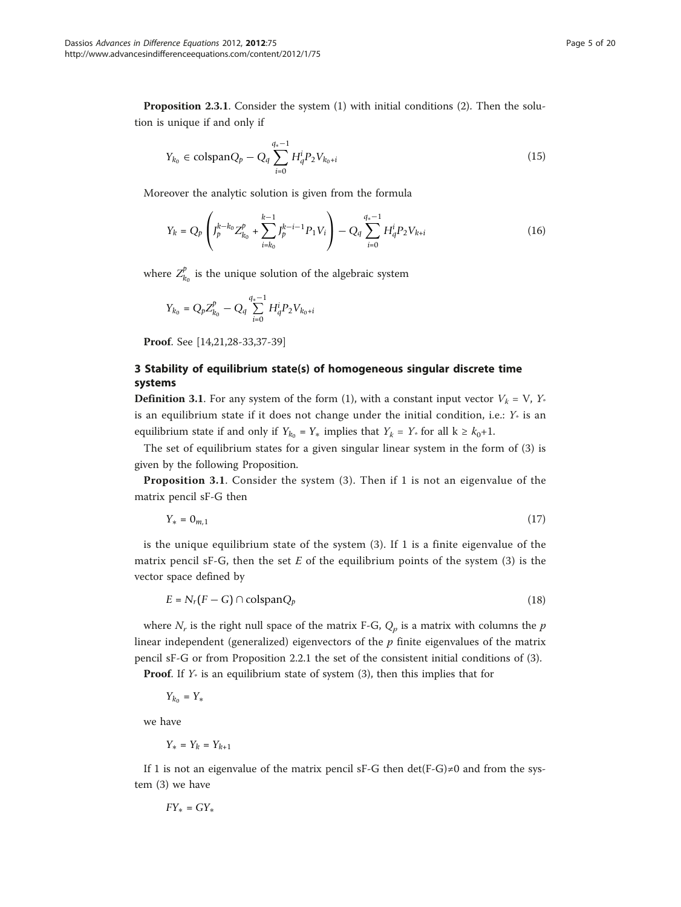**Proposition 2.3.1**. Consider the system (1) with initial conditions (2). Then the solution is unique if and only if

$$Y_{k_0} \in \text{colspan}Q_p - Q_q \sum_{i=0}^{q_*-1} H_q^i P_2 V_{k_0+i} \tag{15}$$

Moreover the analytic solution is given from the formula

$$Y_k = Q_p \left( J_p^{k-k_0} Z_{k_0}^p + \sum_{i=k_0}^{k-1} J_p^{k-i-1} P_1 V_i \right) - Q_q \sum_{i=0}^{q_*-1} H_q^i P_2 V_{k+i} \tag{16}$$

where $Z_{k_0}^p$ is the unique solution of the algebraic system

$$Y_{k_0} = Q_p Z_{k_0}^p - Q_q \sum_{i=0}^{q_*-1} H_q^i P_2 V_{k_0+i}$$

**Proof**. See [14,21,28-33,37-39]

## 3 Stability of equilibrium state(s) of homogeneous singular discrete time systems

**Definition 3.1**. For any system of the form (1), with a constant input vector $V_k = V$, $Y_*$ is an equilibrium state if it does not change under the initial condition, i.e.: $Y_*$ is an equilibrium state if and only if $Y_{k_0} = Y_*$ implies that $Y_k = Y_*$ for all $k \geq k_0+1$.

The set of equilibrium states for a given singular linear system in the form of (3) is given by the following Proposition.

**Proposition 3.1**. Consider the system (3). Then if 1 is not an eigenvalue of the matrix pencil sF-G then

$$Y_* = 0_{m,1} \tag{17}$$

is the unique equilibrium state of the system (3). If 1 is a finite eigenvalue of the matrix pencil sF-G, then the set $E$ of the equilibrium points of the system (3) is the vector space defined by

$$E = N_r(F - G) \cap \text{colspan}Q_p \tag{18}$$

where $N_r$ is the right null space of the matrix F-G, $Q_p$ is a matrix with columns the $p$ linear independent (generalized) eigenvectors of the $p$ finite eigenvalues of the matrix pencil sF-G or from Proposition 2.2.1 the set of the consistent initial conditions of (3).

**Proof**. If $Y_*$ is an equilibrium state of system (3), then this implies that for

$$Y_{k_0} = Y_*$$

we have

$$Y_* = Y_k = Y_{k+1}$$

If 1 is not an eigenvalue of the matrix pencil sF-G then $\det(F\text{-}G) \neq 0$ and from the system (3) we have

$$FY_* = GY_*$$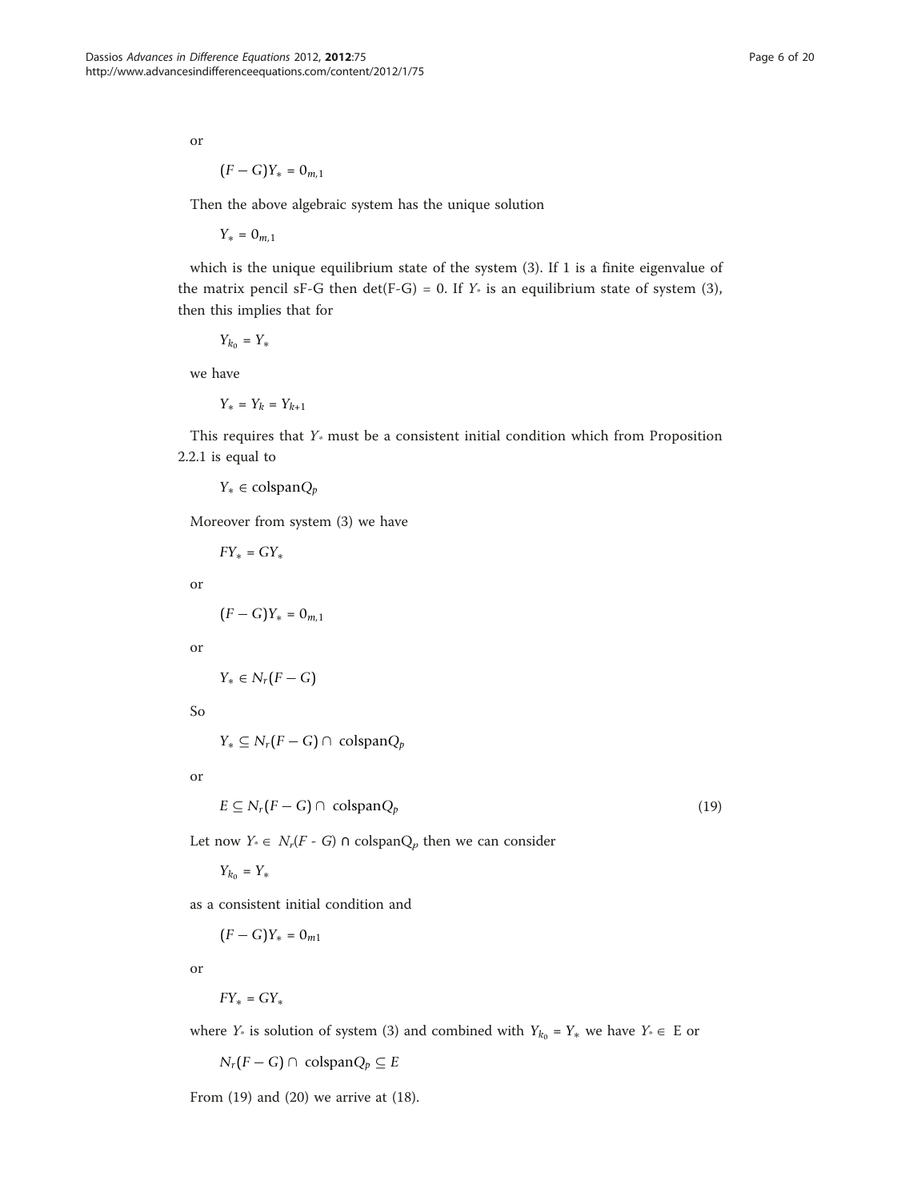or

$$(F - G)Y_* = 0_{m,1}$$

Then the above algebraic system has the unique solution

$$Y_* = 0_{m,1}$$

which is the unique equilibrium state of the system (3). If 1 is a finite eigenvalue of the matrix pencil sF-G then det(F-G) = 0. If $Y_*$ is an equilibrium state of system (3), then this implies that for

$$Y_{k_0} = Y_*$$

we have

$$Y_* = Y_k = Y_{k+1}$$

This requires that $Y_*$ must be a consistent initial condition which from Proposition 2.2.1 is equal to

$$Y_* \in \text{colspan}Q_p$$

Moreover from system (3) we have

$$FY_* = GY_*$$

or

$$(F - G)Y_* = 0_{m,1}$$

or

$$Y_* \in N_r(F - G)$$

So

$$Y_* \subseteq N_r(F - G) \cap \text{ colspan}Q_p$$

or

$$E \subseteq N_r(F - G) \cap \text{ colspan}Q_p \tag{19}$$

Let now $Y_* \in N_r(F - G) \cap \text{colspan}Q_p$ then we can consider

$$Y_{k_0} = Y_*$$

as a consistent initial condition and

$$(F - G)Y_* = 0_{m1}$$

or

$$FY_* = GY_*$$

where $Y_*$ is solution of system (3) and combined with $Y_{k_0} = Y_*$ we have $Y_* \in$ E or

$$N_r(F - G) \cap \text{ colspan}Q_p \subseteq E$$

From (19) and (20) we arrive at (18).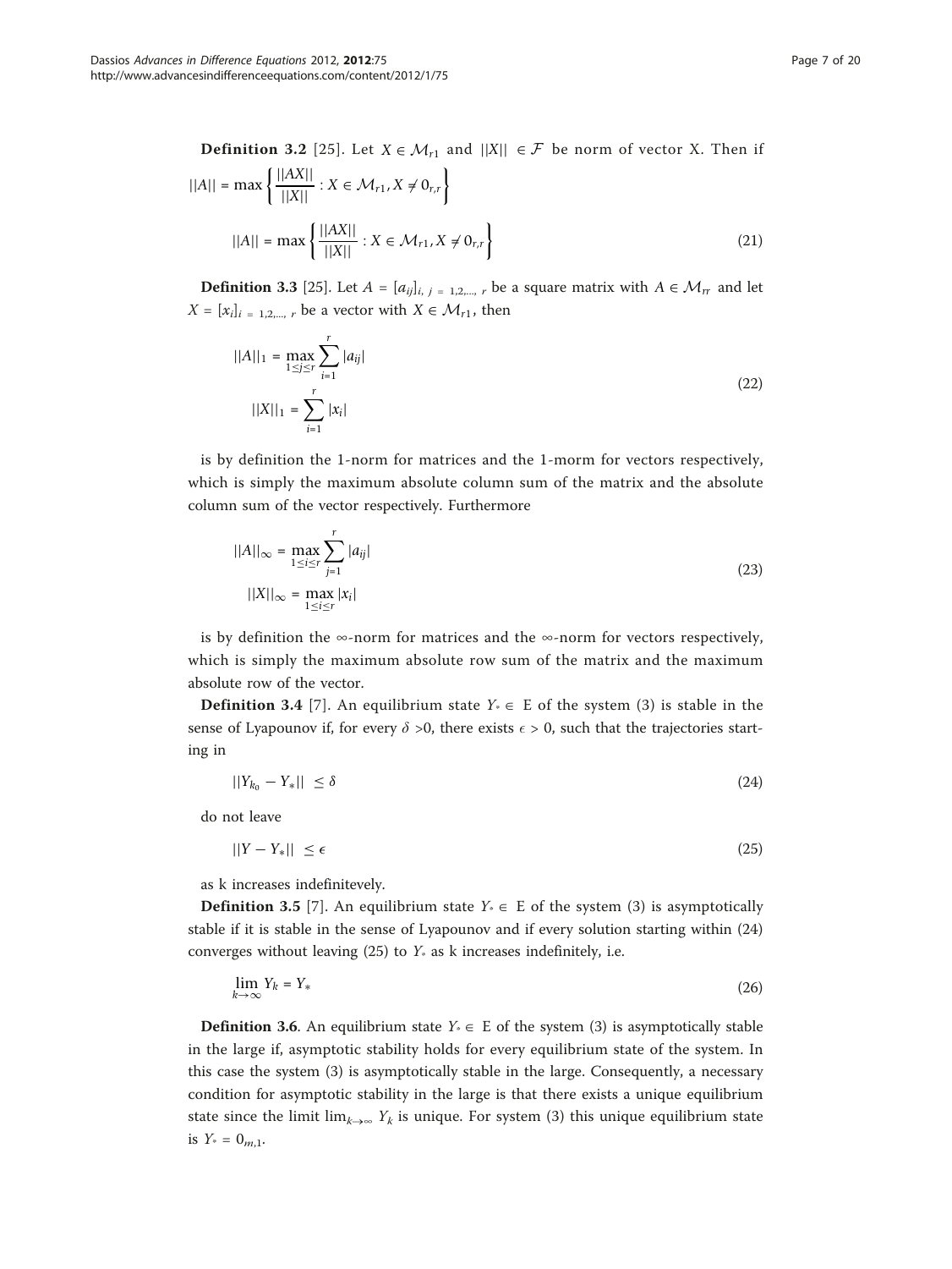**Definition 3.2** [25]. Let $X \in \mathcal{M}_{r1}$ and $||X|| \in \mathcal{F}$ be norm of vector X. Then if $||A|| = \max\left\{\frac{||AX||}{||X||} : X \in \mathcal{M}_{r1}, X \neq 0_{r,r}\right\}$

$$||A|| = \max\left\{\frac{||AX||}{||X||} : X \in \mathcal{M}_{r1}, X \neq 0_{r,r}\right\} \tag{21}$$

**Definition 3.3** [25]. Let $A = [a_{ij}]_{i,\ j\ =\ 1,2,\ldots,\ r}$ be a square matrix with $A \in \mathcal{M}_{rr}$ and let $X = [x_i]_{i\ =\ 1,2,\ldots,\ r}$ be a vector with $X \in \mathcal{M}_{r1}$, then

$$\begin{aligned} ||A||_1 &= \max_{1 \le j \le r} \sum_{i=1}^{r} |a_{ij}| \\ ||X||_1 &= \sum_{i=1}^{r} |x_i| \end{aligned} \tag{22}$$

is by definition the 1-norm for matrices and the 1-morm for vectors respectively, which is simply the maximum absolute column sum of the matrix and the absolute column sum of the vector respectively. Furthermore

$$\begin{aligned} ||A||_\infty &= \max_{1 \le i \le r} \sum_{j=1}^{r} |a_{ij}| \\ ||X||_\infty &= \max_{1 \le i \le r} |x_i| \end{aligned} \tag{23}$$

is by definition the $\infty$-norm for matrices and the $\infty$-norm for vectors respectively, which is simply the maximum absolute row sum of the matrix and the maximum absolute row of the vector.

**Definition 3.4** [7]. An equilibrium state $Y_* \in$ E of the system (3) is stable in the sense of Lyapounov if, for every $\delta > 0$, there exists $\epsilon > 0$, such that the trajectories starting in

$$||Y_{k_0} - Y_*|| \le \delta \tag{24}$$

do not leave

$$||Y - Y_*|| \le \epsilon \tag{25}$$

as k increases indefinitevely.

**Definition 3.5** [7]. An equilibrium state $Y_* \in$ E of the system (3) is asymptotically stable if it is stable in the sense of Lyapounov and if every solution starting within (24) converges without leaving (25) to $Y_*$ as k increases indefinitely, i.e.

$$\lim_{k \to \infty} Y_k = Y_* \tag{26}$$

**Definition 3.6**. An equilibrium state $Y_* \in$ E of the system (3) is asymptotically stable in the large if, asymptotic stability holds for every equilibrium state of the system. In this case the system (3) is asymptotically stable in the large. Consequently, a necessary condition for asymptotic stability in the large is that there exists a unique equilibrium state since the limit $\lim_{k \to \infty} Y_k$ is unique. For system (3) this unique equilibrium state is $Y_* = 0_{m,1}$.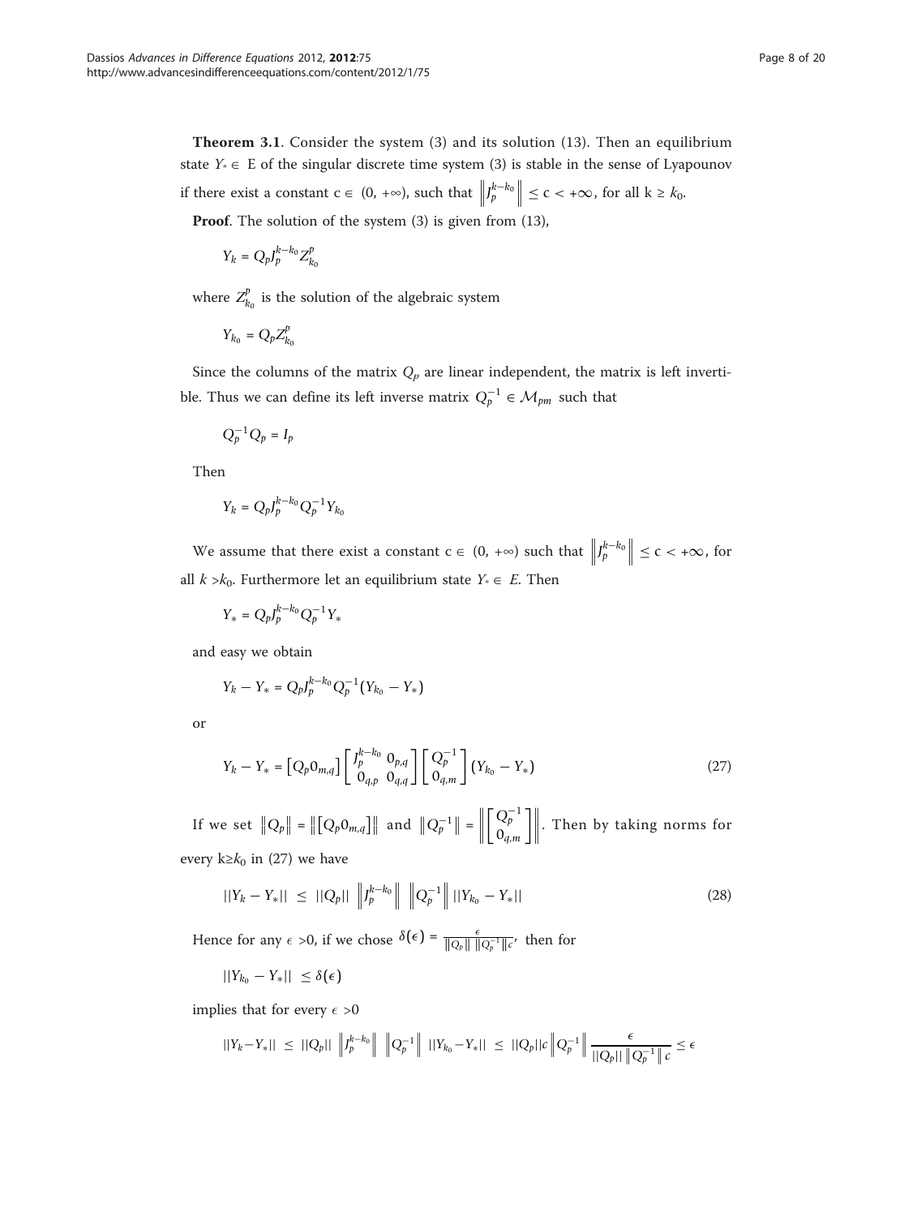**Theorem 3.1**. Consider the system (3) and its solution (13). Then an equilibrium state $Y_* \in$ E of the singular discrete time system (3) is stable in the sense of Lyapounov if there exist a constant c $\in$ (0, $+\infty$), such that $\left\| J_p^{k-k_0} \right\| \leq c < +\infty$, for all k $\geq k_0$.

**Proof**. The solution of the system (3) is given from (13),

$$Y_k = Q_p J_p^{k-k_0} Z_{k_0}^p$$

where $Z_{k_0}^p$ is the solution of the algebraic system

$$Y_{k_0} = Q_p Z_{k_0}^p$$

Since the columns of the matrix $Q_p$ are linear independent, the matrix is left invertible. Thus we can define its left inverse matrix $Q_p^{-1} \in \mathcal{M}_{pm}$ such that

$$Q_p^{-1} Q_p = I_p$$

Then

$$Y_k = Q_p J_p^{k-k_0} Q_p^{-1} Y_{k_0}$$

We assume that there exist a constant c $\in$ (0, $+\infty$) such that $\left\| J_p^{k-k_0} \right\| \leq c < +\infty$, for all $k > k_0$. Furthermore let an equilibrium state $Y_* \in E$. Then

$$Y_* = Q_p J_p^{k-k_0} Q_p^{-1} Y_*$$

and easy we obtain

$$Y_k - Y_* = Q_p J_p^{k-k_0} Q_p^{-1} (Y_{k_0} - Y_*)$$

or

$$Y_k - Y_* = \left[ Q_p 0_{m,q} \right] \begin{bmatrix} J_p^{k-k_0} & 0_{p,q} \\ 0_{q,p} & 0_{q,q} \end{bmatrix} \begin{bmatrix} Q_p^{-1} \\ 0_{q,m} \end{bmatrix} (Y_{k_0} - Y_*) \tag{27}$$

If we set $\left\| Q_p \right\| = \left\| \left[ Q_p 0_{m,q} \right] \right\|$ and $\left\| Q_p^{-1} \right\| = \left\| \begin{bmatrix} Q_p^{-1} \\ 0_{q,m} \end{bmatrix} \right\|$. Then by taking norms for every k$\geq k_0$ in (27) we have

$$||Y_k - Y_*|| \leq ||Q_p|| \left\| J_p^{k-k_0} \right\| \left\| Q_p^{-1} \right\| ||Y_{k_0} - Y_*|| \tag{28}$$

Hence for any $\epsilon > 0$, if we chose $\delta(\epsilon) = \frac{\epsilon}{\|Q_p\| \, \|Q_p^{-1}\| c}$, then for

$$||Y_{k_0} - Y_*|| \leq \delta(\epsilon)$$

implies that for every $\epsilon > 0$

$$||Y_k - Y_*|| \leq ||Q_p|| \left\| J_p^{k-k_0} \right\| \left\| Q_p^{-1} \right\| ||Y_{k_0} - Y_*|| \leq ||Q_p|| c \left\| Q_p^{-1} \right\| \frac{\epsilon}{||Q_p|| \left\| Q_p^{-1} \right\| c} \leq \epsilon$$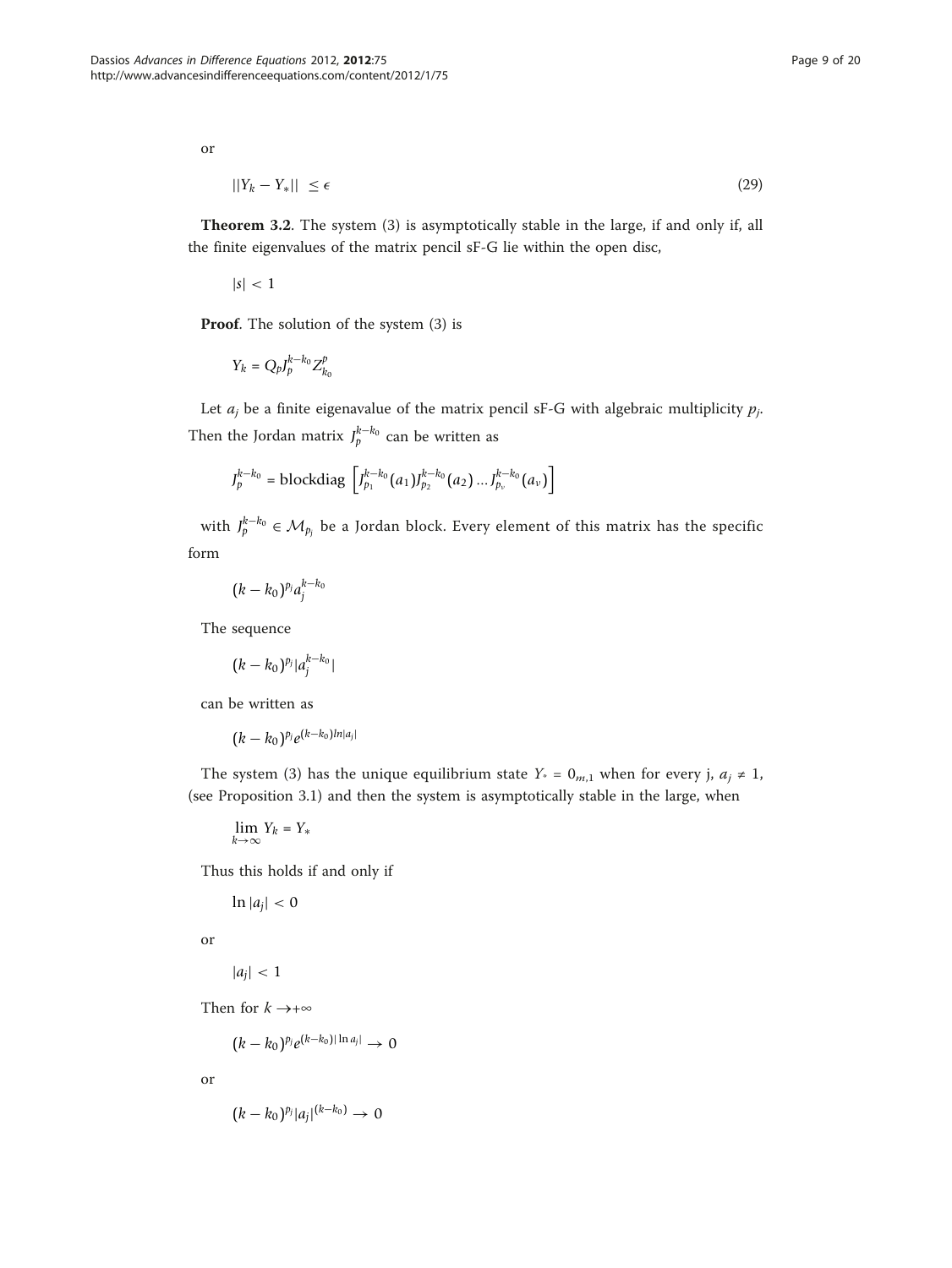or

$$||Y_k - Y_*|| \leq \epsilon \tag{29}$$

**Theorem 3.2**. The system (3) is asymptotically stable in the large, if and only if, all the finite eigenvalues of the matrix pencil sF-G lie within the open disc,

$$|s| < 1$$

**Proof**. The solution of the system (3) is

$$Y_k = Q_p J_p^{k-k_0} Z_{k_0}^p$$

Let $a_j$ be a finite eigenavalue of the matrix pencil sF-G with algebraic multiplicity $p_j$. Then the Jordan matrix $J_p^{k-k_0}$ can be written as

$$J_p^{k-k_0} = \text{blockdiag}\left[J_{p_1}^{k-k_0}(a_1) J_{p_2}^{k-k_0}(a_2) \dots J_{p_v}^{k-k_0}(a_v)\right]$$

with $J_p^{k-k_0} \in \mathcal{M}_{p_j}$ be a Jordan block. Every element of this matrix has the specific form

$$(k-k_0)^{p_j} a_j^{k-k_0}$$

The sequence

$$(k-k_0)^{p_j} |a_j^{k-k_0}|$$

can be written as

$$(k-k_0)^{p_j} e^{(k-k_0) ln|a_j|}$$

The system (3) has the unique equilibrium state $Y_* = 0_{m,1}$ when for every j, $a_j \neq 1$, (see Proposition 3.1) and then the system is asymptotically stable in the large, when

$$\lim_{k\to\infty} Y_k = Y_*$$

Thus this holds if and only if

$$\ln|a_j| < 0$$

or

$$|a_j| < 1$$

Then for $k \to +\infty$

$$(k-k_0)^{p_j} e^{(k-k_0)|\ln a_j|} \to 0$$

or

$$(k-k_0)^{p_j} |a_j|^{(k-k_0)} \to 0$$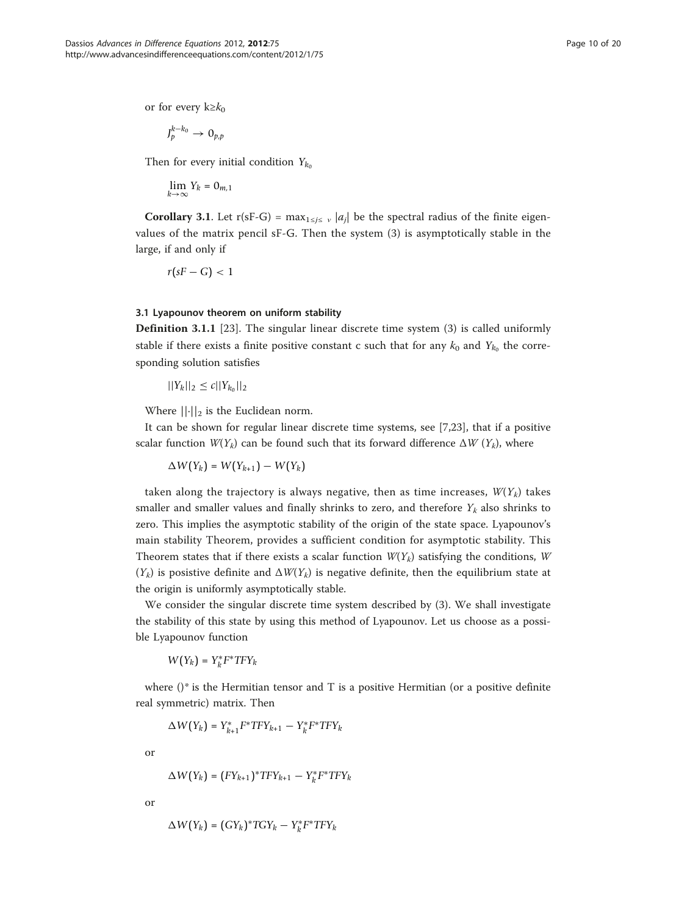or for every k≥$k_0$

$$J_p^{k-k_0} \to 0_{p,p}$$

Then for every initial condition $Y_{k_0}$

$$\lim_{k\to\infty} Y_k = 0_{m,1}$$

**Corollary 3.1**. Let r(sF-G) = $\max_{1\leq j\leq \nu} |a_j|$ be the spectral radius of the finite eigenvalues of the matrix pencil sF-G. Then the system (3) is asymptotically stable in the large, if and only if

$$r(sF - G) < 1$$

### 3.1 Lyapounov theorem on uniform stability

**Definition 3.1.1** [23]. The singular linear discrete time system (3) is called uniformly stable if there exists a finite positive constant c such that for any $k_0$ and $Y_{k_0}$ the corresponding solution satisfies

$$||Y_k||_2 \leq c||Y_{k_0}||_2$$

Where $||\cdot||_2$ is the Euclidean norm.

It can be shown for regular linear discrete time systems, see [7,23], that if a positive scalar function $W(Y_k)$ can be found such that its forward difference $\Delta W(Y_k)$, where

$$\Delta W(Y_k) = W(Y_{k+1}) - W(Y_k)$$

taken along the trajectory is always negative, then as time increases, $W(Y_k)$ takes smaller and smaller values and finally shrinks to zero, and therefore $Y_k$ also shrinks to zero. This implies the asymptotic stability of the origin of the state space. Lyapounov's main stability Theorem, provides a sufficient condition for asymptotic stability. This Theorem states that if there exists a scalar function $W(Y_k)$ satisfying the conditions, $W(Y_k)$ is posistive definite and $\Delta W(Y_k)$ is negative definite, then the equilibrium state at the origin is uniformly asymptotically stable.

We consider the singular discrete time system described by (3). We shall investigate the stability of this state by using this method of Lyapounov. Let us choose as a possible Lyapounov function

$$W(Y_k) = Y_k^* F^* T F Y_k$$

where $()^*$ is the Hermitian tensor and T is a positive Hermitian (or a positive definite real symmetric) matrix. Then

$$\Delta W(Y_k) = Y_{k+1}^* F^* T F Y_{k+1} - Y_k^* F^* T F Y_k$$

or

$$\Delta W(Y_k) = (FY_{k+1})^* T F Y_{k+1} - Y_k^* F^* T F Y_k$$

or

$$\Delta W(Y_k) = (GY_k)^* T G Y_k - Y_k^* F^* T F Y_k$$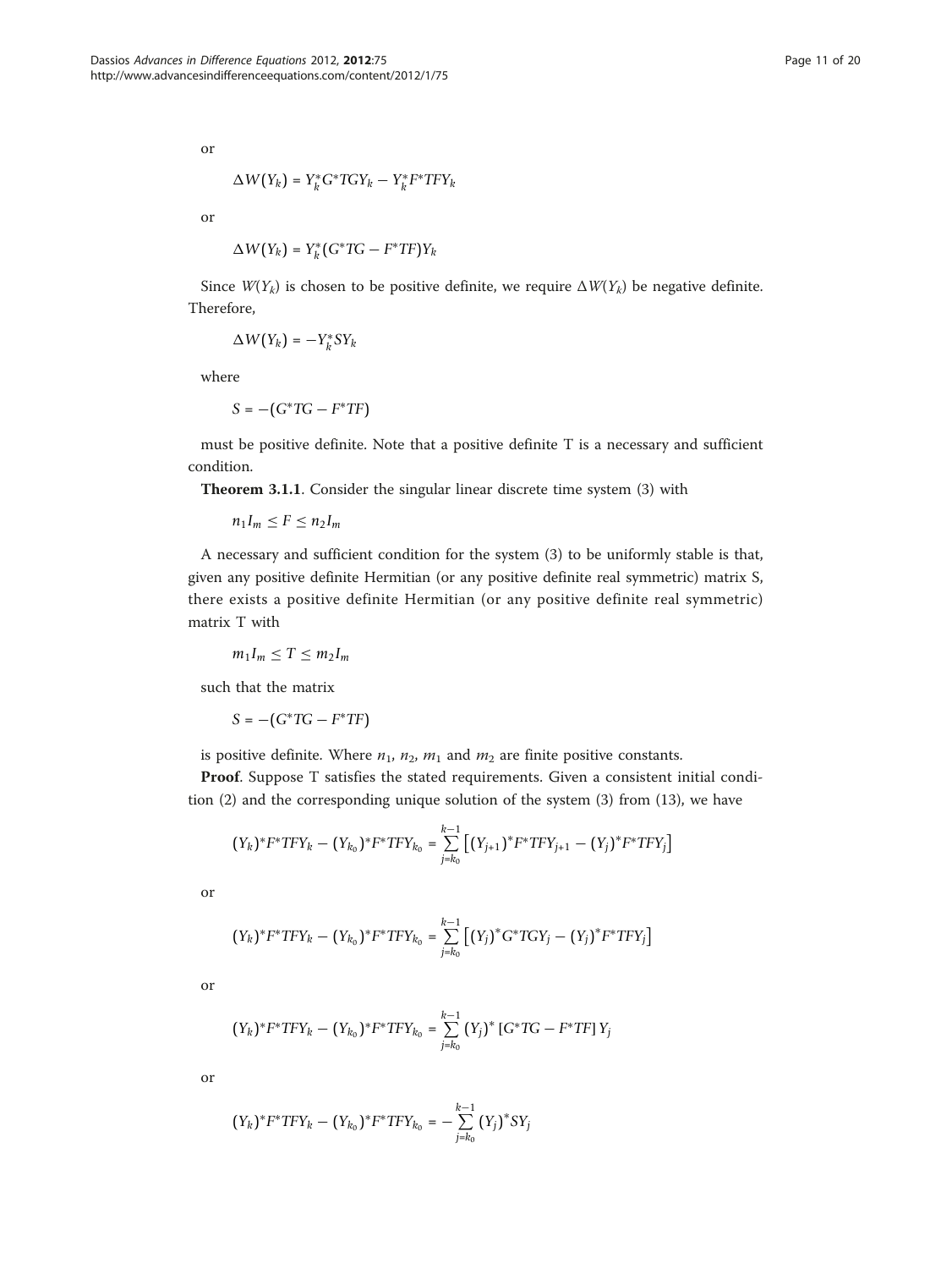or

$$\Delta W(Y_k) = Y_k^* G^* T G Y_k - Y_k^* F^* T F Y_k$$

or

$$\Delta W(Y_k) = Y_k^* (G^* T G - F^* T F) Y_k$$

Since $W(Y_k)$ is chosen to be positive definite, we require $\Delta W(Y_k)$ be negative definite. Therefore,

$$\Delta W(Y_k) = -Y_k^* S Y_k$$

where

$$S = -(G^* T G - F^* T F)$$

must be positive definite. Note that a positive definite T is a necessary and sufficient condition.

**Theorem 3.1.1**. Consider the singular linear discrete time system (3) with

$$n_1 I_m \le F \le n_2 I_m$$

A necessary and sufficient condition for the system (3) to be uniformly stable is that, given any positive definite Hermitian (or any positive definite real symmetric) matrix S, there exists a positive definite Hermitian (or any positive definite real symmetric) matrix T with

$$m_1 I_m \le T \le m_2 I_m$$

such that the matrix

$$S = -(G^* T G - F^* T F)$$

is positive definite. Where $n_1$, $n_2$, $m_1$ and $m_2$ are finite positive constants.

**Proof**. Suppose T satisfies the stated requirements. Given a consistent initial condition (2) and the corresponding unique solution of the system (3) from (13), we have

$$(Y_k)^* F^* T F Y_k - (Y_{k_0})^* F^* T F Y_{k_0} = \sum_{j=k_0}^{k-1} \left[ (Y_{j+1})^* F^* T F Y_{j+1} - (Y_j)^* F^* T F Y_j \right]$$

or

$$(Y_k)^* F^* T F Y_k - (Y_{k_0})^* F^* T F Y_{k_0} = \sum_{j=k_0}^{k-1} \left[ (Y_j)^* G^* T G Y_j - (Y_j)^* F^* T F Y_j \right]$$

or

$$(Y_k)^* F^* T F Y_k - (Y_{k_0})^* F^* T F Y_{k_0} = \sum_{j=k_0}^{k-1} (Y_j)^* \left[ G^* T G - F^* T F \right] Y_j$$

or

$$(Y_k)^* F^* T F Y_k - (Y_{k_0})^* F^* T F Y_{k_0} = -\sum_{j=k_0}^{k-1} (Y_j)^* S Y_j$$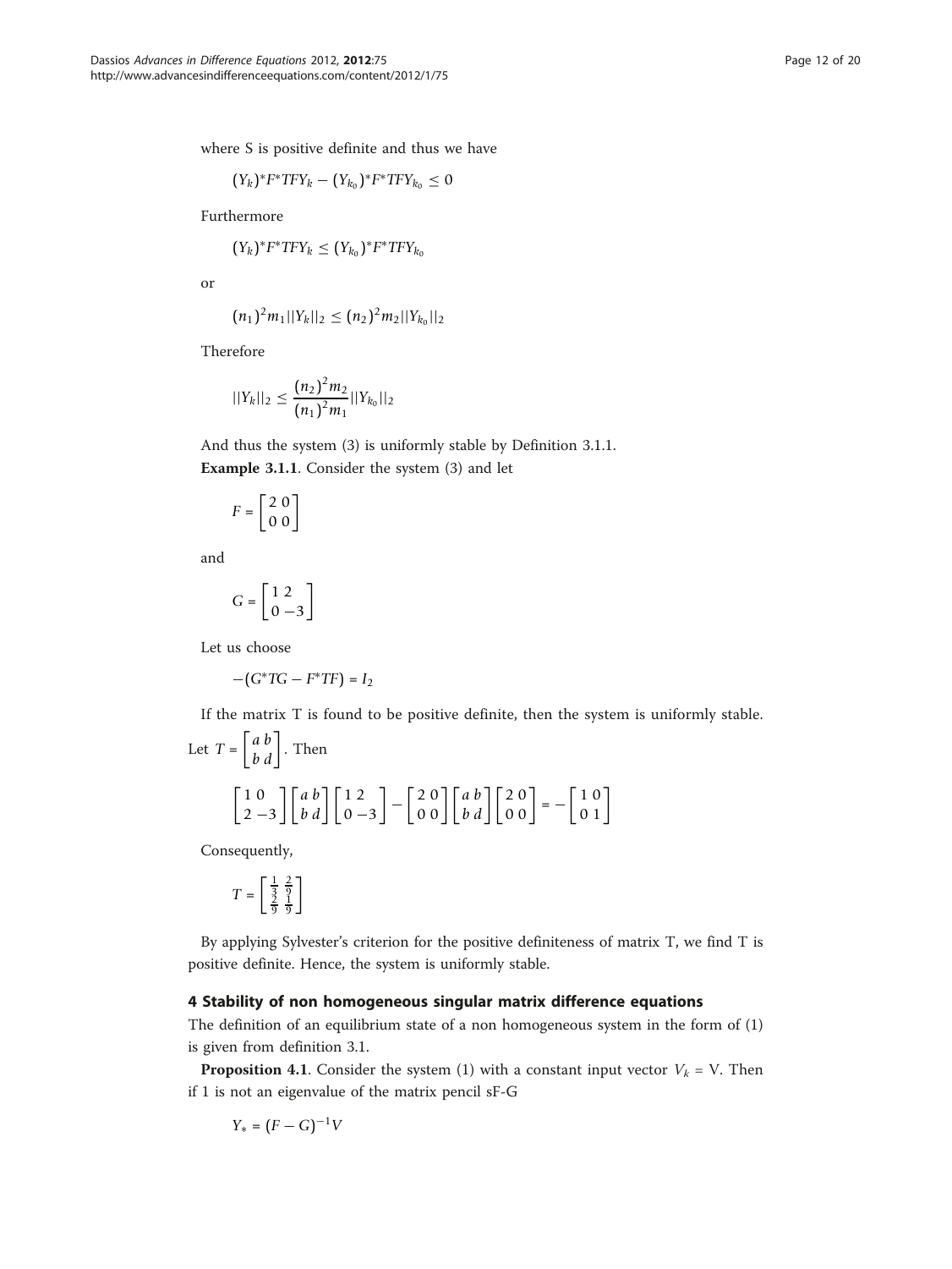where S is positive definite and thus we have

$$(Y_k)^* F^* T F Y_k - (Y_{k_0})^* F^* T F Y_{k_0} \leq 0$$

Furthermore

$$(Y_k)^* F^* T F Y_k \leq (Y_{k_0})^* F^* T F Y_{k_0}$$

or

$$(n_1)^2 m_1 ||Y_k||_2 \leq (n_2)^2 m_2 ||Y_{k_0}||_2$$

Therefore

$$||Y_k||_2 \leq \frac{(n_2)^2 m_2}{(n_1)^2 m_1} ||Y_{k_0}||_2$$

And thus the system (3) is uniformly stable by Definition 3.1.1.

**Example 3.1.1**. Consider the system (3) and let

$$F = \begin{bmatrix} 2 & 0 \\ 0 & 0 \end{bmatrix}$$

and

$$G = \begin{bmatrix} 1 & 2 \\ 0 & -3 \end{bmatrix}$$

Let us choose

$$-(G^* T G - F^* T F) = I_2$$

If the matrix T is found to be positive definite, then the system is uniformly stable. Let $T = \begin{bmatrix} a & b \\ b & d \end{bmatrix}$. Then

$$\begin{bmatrix} 1 & 0 \\ 2 & -3 \end{bmatrix} \begin{bmatrix} a & b \\ b & d \end{bmatrix} \begin{bmatrix} 1 & 2 \\ 0 & -3 \end{bmatrix} - \begin{bmatrix} 2 & 0 \\ 0 & 0 \end{bmatrix} \begin{bmatrix} a & b \\ b & d \end{bmatrix} \begin{bmatrix} 2 & 0 \\ 0 & 0 \end{bmatrix} = - \begin{bmatrix} 1 & 0 \\ 0 & 1 \end{bmatrix}$$

Consequently,

$$T = \begin{bmatrix} \frac{1}{3} & \frac{2}{9} \\ \frac{2}{9} & \frac{1}{9} \end{bmatrix}$$

By applying Sylvester's criterion for the positive definiteness of matrix T, we find T is positive definite. Hence, the system is uniformly stable.

## 4 Stability of non homogeneous singular matrix difference equations

The definition of an equilibrium state of a non homogeneous system in the form of (1) is given from definition 3.1.

**Proposition 4.1**. Consider the system (1) with a constant input vector $V_k = V$. Then if 1 is not an eigenvalue of the matrix pencil sF-G

$$Y_* = (F - G)^{-1} V$$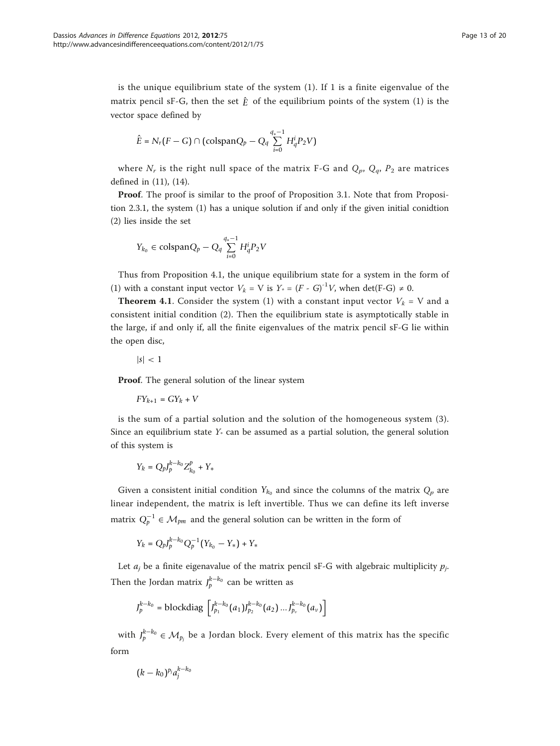is the unique equilibrium state of the system (1). If 1 is a finite eigenvalue of the matrix pencil sF-G, then the set $\hat{E}$ of the equilibrium points of the system (1) is the vector space defined by

$$\hat{E} = N_r(F - G) \cap (\mathrm{colspan} Q_p - Q_q \sum_{i=0}^{q_*-1} H_q^i P_2 V)$$

where $N_r$ is the right null space of the matrix F-G and $Q_p$, $Q_q$, $P_2$ are matrices defined in (11), (14).

**Proof**. The proof is similar to the proof of Proposition 3.1. Note that from Proposition 2.3.1, the system (1) has a unique solution if and only if the given initial conidtion (2) lies inside the set

$$Y_{k_0} \in \mathrm{colspan} Q_p - Q_q \sum_{i=0}^{q_*-1} H_q^i P_2 V$$

Thus from Proposition 4.1, the unique equilibrium state for a system in the form of (1) with a constant input vector $V_k$ = V is $Y_* = (F - G)^{-1}V$, when det(F-G) ≠ 0.

**Theorem 4.1**. Consider the system (1) with a constant input vector $V_k$ = V and a consistent initial condition (2). Then the equilibrium state is asymptotically stable in the large, if and only if, all the finite eigenvalues of the matrix pencil sF-G lie within the open disc,

$$|s| < 1$$

**Proof**. The general solution of the linear system

$$FY_{k+1} = GY_k + V$$

is the sum of a partial solution and the solution of the homogeneous system (3). Since an equilibrium state $Y_*$ can be assumed as a partial solution, the general solution of this system is

$$Y_k = Q_p J_p^{k-k_0} Z_{k_0}^p + Y_*$$

Given a consistent initial condition $Y_{k_0}$ and since the columns of the matrix $Q_p$ are linear independent, the matrix is left invertible. Thus we can define its left inverse matrix $Q_p^{-1} \in \mathcal{M}_{pm}$ and the general solution can be written in the form of

$$Y_k = Q_p J_p^{k-k_0} Q_p^{-1}(Y_{k_0} - Y_*) + Y_*$$

Let $a_j$ be a finite eigenavalue of the matrix pencil sF-G with algebraic multiplicity $p_j$. Then the Jordan matrix $J_p^{k-k_0}$ can be written as

$$J_p^{k-k_0} = \mathrm{blockdiag}\left[J_{p_1}^{k-k_0}(a_1) J_{p_2}^{k-k_0}(a_2) \ldots J_{p_\nu}^{k-k_0}(a_\nu)\right]$$

with $J_p^{k-k_0} \in \mathcal{M}_{p_j}$ be a Jordan block. Every element of this matrix has the specific form

$$(k - k_0)^{p_j} a_j^{k-k_0}$$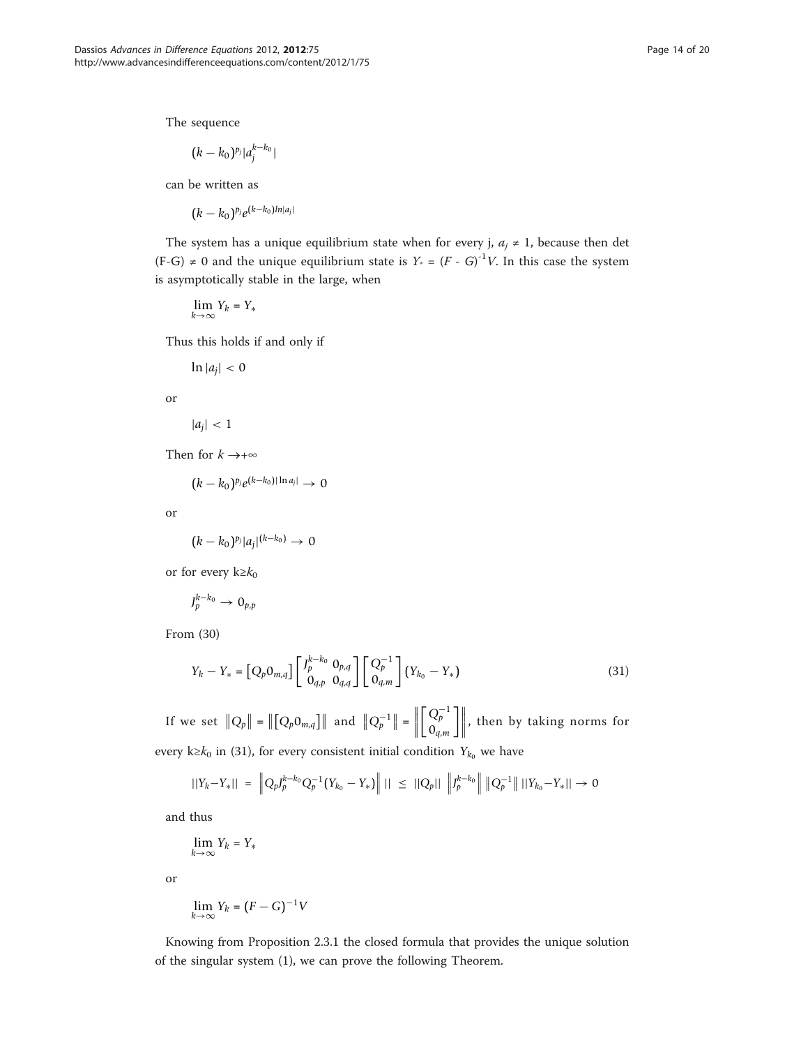The sequence

$$(k-k_0)^{p_j}|a_j^{k-k_0}|$$

can be written as

$$(k-k_0)^{p_j}e^{(k-k_0)ln|a_j|}$$

The system has a unique equilibrium state when for every j, $a_j \neq 1$, because then det (F-G) $\neq$ 0 and the unique equilibrium state is $Y_* = (F - G)^{-1}V$. In this case the system is asymptotically stable in the large, when

$$\lim_{k\to\infty} Y_k = Y_*$$

Thus this holds if and only if

$$\ln|a_j| < 0$$

or

$$|a_j| < 1$$

Then for $k \to +\infty$

$$(k-k_0)^{p_j}e^{(k-k_0)|\ln a_j|} \to 0$$

or

$$(k-k_0)^{p_j}|a_j|^{(k-k_0)} \to 0$$

or for every $k \geq k_0$

$$J_p^{k-k_0} \to 0_{p,p}$$

From (30)

$$Y_k - Y_* = \begin{bmatrix} Q_p 0_{m,q} \end{bmatrix} \begin{bmatrix} J_p^{k-k_0} & 0_{p,q} \\ 0_{q,p} & 0_{q,q} \end{bmatrix} \begin{bmatrix} Q_p^{-1} \\ 0_{q,m} \end{bmatrix} (Y_{k_0} - Y_*) \tag{31}$$

If we set $\|Q_p\| = \|\begin{bmatrix} Q_p 0_{m,q} \end{bmatrix}\|$ and $\|Q_p^{-1}\| = \left\|\begin{bmatrix} Q_p^{-1} \\ 0_{q,m} \end{bmatrix}\right\|$, then by taking norms for every $k \geq k_0$ in (31), for every consistent initial condition $Y_{k_0}$ we have

$$||Y_k - Y_*|| = \left\|Q_p J_p^{k-k_0} Q_p^{-1}(Y_{k_0} - Y_*)\right\| \,|| \leq ||Q_p|| \,\left\|J_p^{k-k_0}\right\| \left\|Q_p^{-1}\right\| ||Y_{k_0} - Y_*|| \to 0$$

and thus

$$\lim_{k\to\infty} Y_k = Y_*$$

or

$$\lim_{k\to\infty} Y_k = (F-G)^{-1}V$$

Knowing from Proposition 2.3.1 the closed formula that provides the unique solution of the singular system (1), we can prove the following Theorem.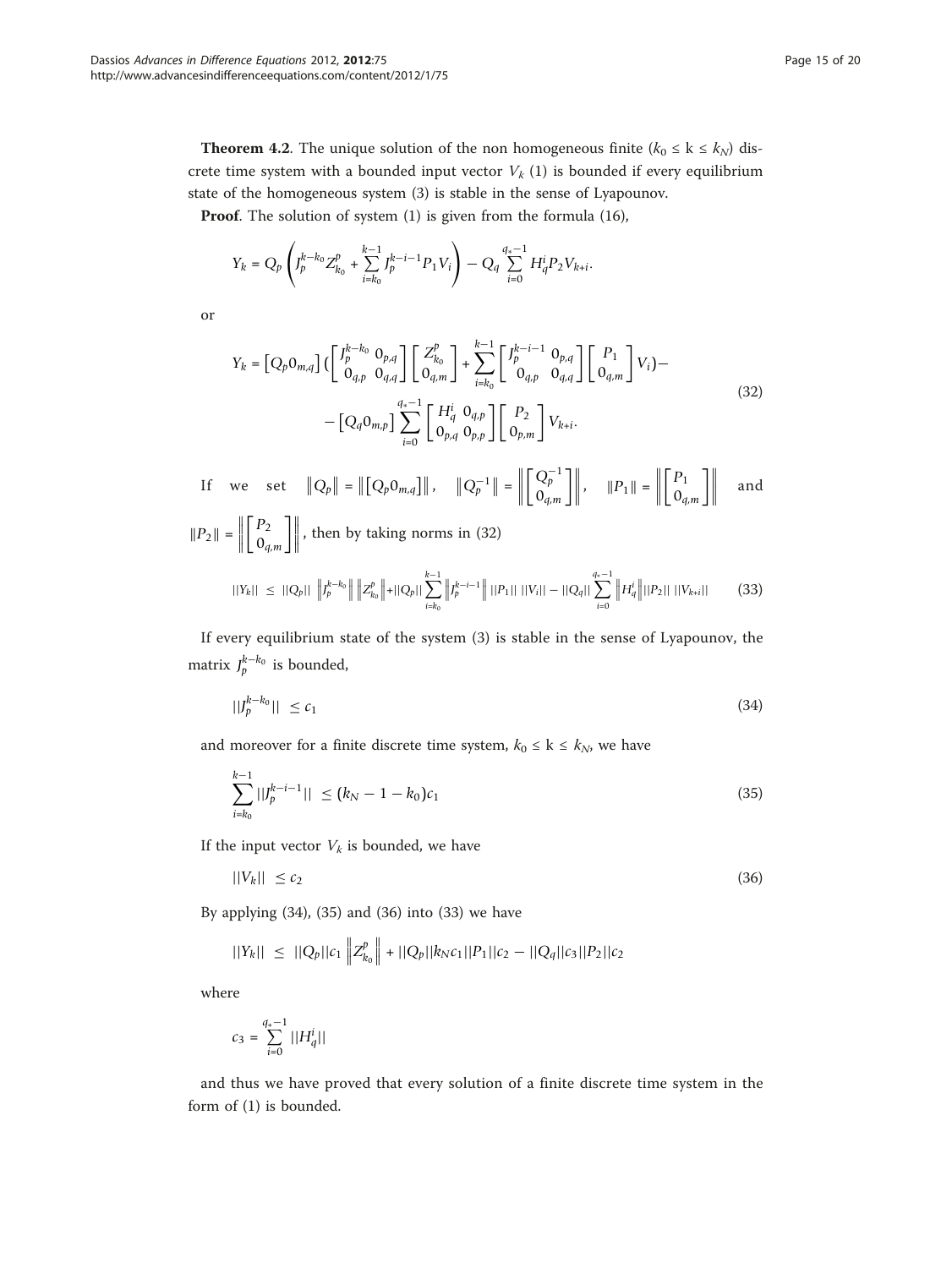**Theorem 4.2**. The unique solution of the non homogeneous finite ($k_0 \leq k \leq k_N$) discrete time system with a bounded input vector $V_k$ (1) is bounded if every equilibrium state of the homogeneous system (3) is stable in the sense of Lyapounov.

**Proof**. The solution of system (1) is given from the formula (16),

$$Y_k = Q_p\left(J_p^{k-k_0}Z_{k_0}^p + \sum_{i=k_0}^{k-1} J_p^{k-i-1}P_1V_i\right) - Q_q\sum_{i=0}^{q_*-1} H_q^iP_2V_{k+i}.$$

or

$$Y_k = \left[Q_p 0_{m,q}\right]\left(\begin{bmatrix} J_p^{k-k_0} & 0_{p,q} \\ 0_{q,p} & 0_{q,q}\end{bmatrix}\begin{bmatrix} Z_{k_0}^p \\ 0_{q,m}\end{bmatrix} + \sum_{i=k_0}^{k-1}\begin{bmatrix} J_p^{k-i-1} & 0_{p,q} \\ 0_{q,p} & 0_{q,q}\end{bmatrix}\begin{bmatrix} P_1 \\ 0_{q,m}\end{bmatrix}V_i\right) - \\ -\left[Q_q 0_{m,p}\right]\sum_{i=0}^{q_*-1}\begin{bmatrix} H_q^i & 0_{q,p} \\ 0_{p,q} & 0_{p,p}\end{bmatrix}\begin{bmatrix} P_2 \\ 0_{p,m}\end{bmatrix}V_{k+i}. \tag{32}$$

If we set $\left\|Q_p\right\| = \left\|\left[Q_p 0_{m,q}\right]\right\|$, $\left\|Q_p^{-1}\right\| = \left\|\begin{bmatrix} Q_p^{-1} \\ 0_{q,m}\end{bmatrix}\right\|$, $\|P_1\| = \left\|\begin{bmatrix} P_1 \\ 0_{q,m}\end{bmatrix}\right\|$ and $\|P_2\| = \left\|\begin{bmatrix} P_2 \\ 0_{q,m}\end{bmatrix}\right\|$, then by taking norms in (32)

$$||Y_k|| \leq ||Q_p|| \left\|J_p^{k-k_0}\right\|\left\|Z_{k_0}^p\right\| + ||Q_p||\sum_{i=k_0}^{k-1}\left\|J_p^{k-i-1}\right\| ||P_1|| \, ||V_i|| - ||Q_q||\sum_{i=0}^{q_*-1}\left\|H_q^i\right\| ||P_2|| \, ||V_{k+i}|| \tag{33}$$

If every equilibrium state of the system (3) is stable in the sense of Lyapounov, the matrix $J_p^{k-k_0}$ is bounded,

$$||J_p^{k-k_0}|| \leq c_1 \tag{34}$$

and moreover for a finite discrete time system, $k_0 \leq k \leq k_N$, we have

$$\sum_{i=k_0}^{k-1}||J_p^{k-i-1}|| \leq (k_N - 1 - k_0)c_1 \tag{35}$$

If the input vector $V_k$ is bounded, we have

$$||V_k|| \leq c_2 \tag{36}$$

By applying (34), (35) and (36) into (33) we have

$$||Y_k|| \leq ||Q_p||c_1\left\|Z_{k_0}^p\right\| + ||Q_p||k_Nc_1||P_1||c_2 - ||Q_q||c_3||P_2||c_2$$

where

$$c_3 = \sum_{i=0}^{q_*-1}||H_q^i||$$

and thus we have proved that every solution of a finite discrete time system in the form of (1) is bounded.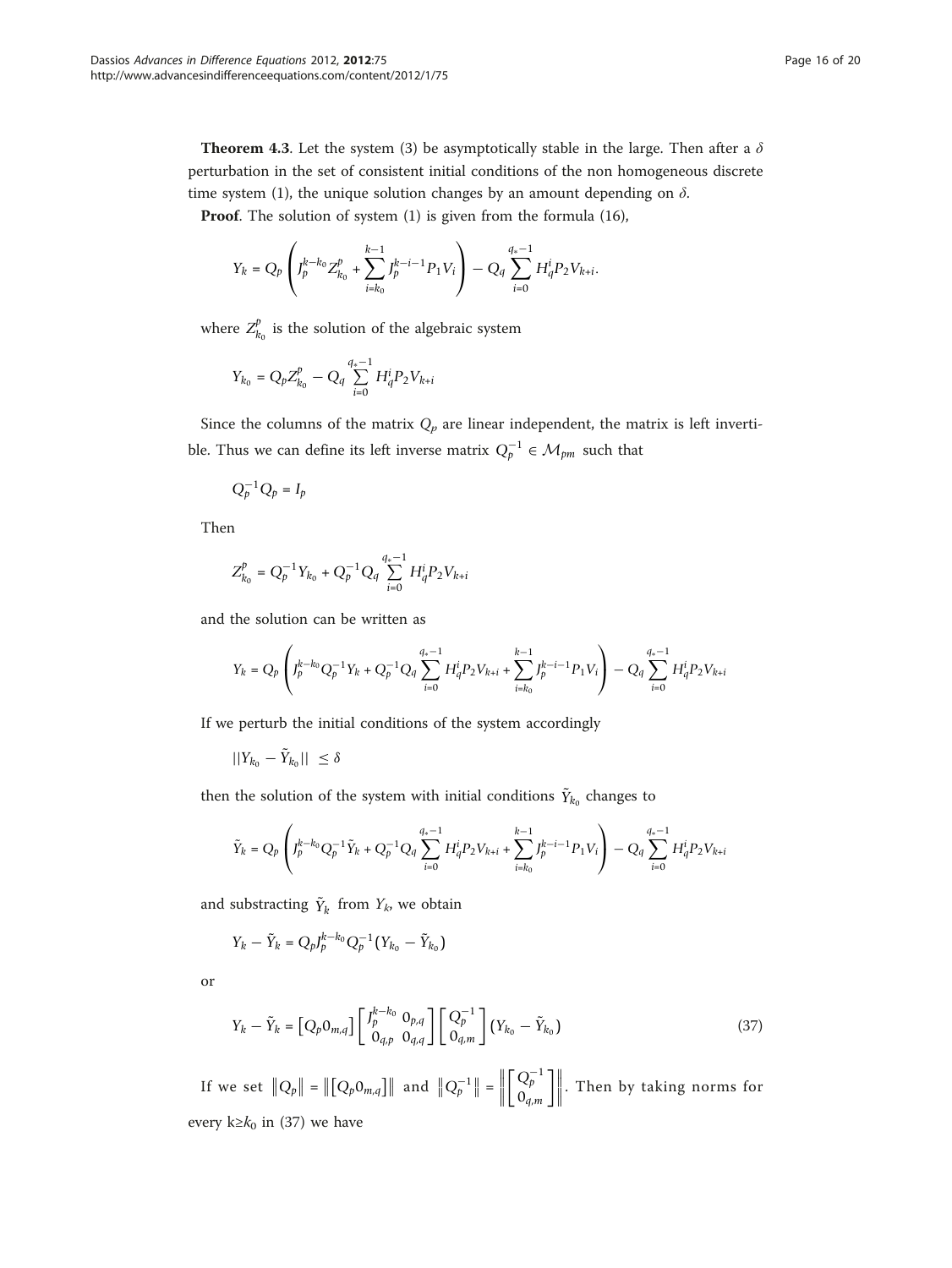**Theorem 4.3**. Let the system (3) be asymptotically stable in the large. Then after a $\delta$ perturbation in the set of consistent initial conditions of the non homogeneous discrete time system (1), the unique solution changes by an amount depending on $\delta$.

**Proof**. The solution of system (1) is given from the formula (16),

$$Y_k = Q_p\left(J_p^{k-k_0}Z_{k_0}^p + \sum_{i=k_0}^{k-1} J_p^{k-i-1}P_1V_i\right) - Q_q\sum_{i=0}^{q_*-1} H_q^iP_2V_{k+i}.$$

where $Z_{k_0}^p$ is the solution of the algebraic system

$$Y_{k_0} = Q_pZ_{k_0}^p - Q_q\sum_{i=0}^{q_*-1} H_q^iP_2V_{k+i}$$

Since the columns of the matrix $Q_p$ are linear independent, the matrix is left invertible. Thus we can define its left inverse matrix $Q_p^{-1} \in \mathcal{M}_{pm}$ such that

$$Q_p^{-1}Q_p = I_p$$

Then

$$Z_{k_0}^p = Q_p^{-1}Y_{k_0} + Q_p^{-1}Q_q\sum_{i=0}^{q_*-1} H_q^iP_2V_{k+i}$$

and the solution can be written as

$$Y_k = Q_p\left(J_p^{k-k_0}Q_p^{-1}Y_k + Q_p^{-1}Q_q\sum_{i=0}^{q_*-1} H_q^iP_2V_{k+i} + \sum_{i=k_0}^{k-1} J_p^{k-i-1}P_1V_i\right) - Q_q\sum_{i=0}^{q_*-1} H_q^iP_2V_{k+i}$$

If we perturb the initial conditions of the system accordingly

$$||Y_{k_0} - \tilde{Y}_{k_0}|| \leq \delta$$

then the solution of the system with initial conditions $\tilde{Y}_{k_0}$ changes to

$$\tilde{Y}_k = Q_p\left(J_p^{k-k_0}Q_p^{-1}\tilde{Y}_k + Q_p^{-1}Q_q\sum_{i=0}^{q_*-1} H_q^iP_2V_{k+i} + \sum_{i=k_0}^{k-1} J_p^{k-i-1}P_1V_i\right) - Q_q\sum_{i=0}^{q_*-1} H_q^iP_2V_{k+i}$$

and substracting $\tilde{Y}_k$ from $Y_k$, we obtain

$$Y_k - \tilde{Y}_k = Q_pJ_p^{k-k_0}Q_p^{-1}(Y_{k_0} - \tilde{Y}_{k_0})$$

or

$$Y_k - \tilde{Y}_k = \left[Q_p 0_{m,q}\right]\begin{bmatrix} J_p^{k-k_0} & 0_{p,q} \\ 0_{q,p} & 0_{q,q}\end{bmatrix}\begin{bmatrix} Q_p^{-1} \\ 0_{q,m}\end{bmatrix}(Y_{k_0} - \tilde{Y}_{k_0}) \tag{37}$$

If we set $\|Q_p\| = \left\|\left[Q_p 0_{m,q}\right]\right\|$ and $\|Q_p^{-1}\| = \left\|\begin{bmatrix} Q_p^{-1} \\ 0_{q,m}\end{bmatrix}\right\|$. Then by taking norms for every $k \geq k_0$ in (37) we have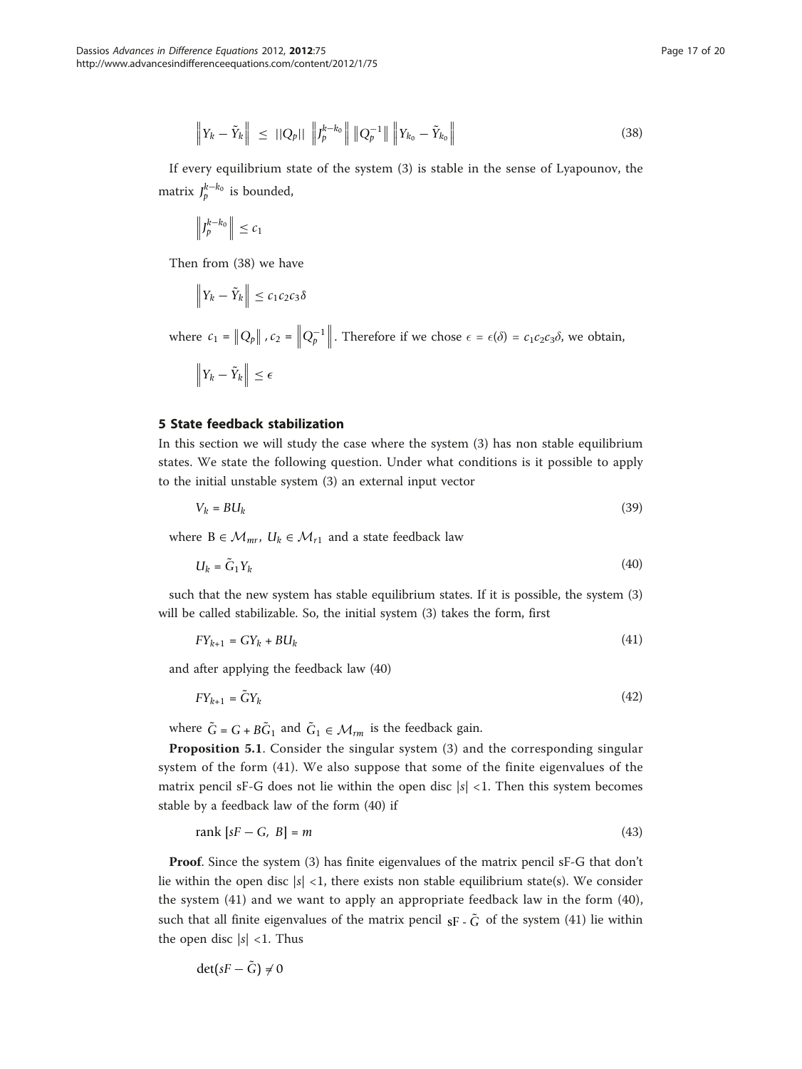$$\left\| Y_k - \tilde{Y}_k \right\| \leq ||Q_p|| \left\| J_p^{k-k_0} \right\| \left\| Q_p^{-1} \right\| \left\| Y_{k_0} - \tilde{Y}_{k_0} \right\| \tag{38}$$

If every equilibrium state of the system (3) is stable in the sense of Lyapounov, the matrix $J_p^{k-k_0}$ is bounded,

$$\left\| J_p^{k-k_0} \right\| \leq c_1$$

Then from (38) we have

$$\left\| Y_k - \tilde{Y}_k \right\| \leq c_1 c_2 c_3 \delta$$

where $c_1 = \left\| Q_p \right\|$, $c_2 = \left\| Q_p^{-1} \right\|$. Therefore if we chose $\epsilon = \epsilon(\delta) = c_1 c_2 c_3 \delta$, we obtain,

$$\left\| Y_k - \tilde{Y}_k \right\| \leq \epsilon$$

## 5 State feedback stabilization

In this section we will study the case where the system (3) has non stable equilibrium states. We state the following question. Under what conditions is it possible to apply to the initial unstable system (3) an external input vector

$$V_k = BU_k \tag{39}$$

where $B \in \mathcal{M}_{mr}$, $U_k \in \mathcal{M}_{r1}$ and a state feedback law

$$U_k = \tilde{G}_1 Y_k \tag{40}$$

such that the new system has stable equilibrium states. If it is possible, the system (3) will be called stabilizable. So, the initial system (3) takes the form, first

$$FY_{k+1} = GY_k + BU_k \tag{41}$$

and after applying the feedback law (40)

$$FY_{k+1} = \tilde{G} Y_k \tag{42}$$

where $\tilde{G} = G + B\tilde{G}_1$ and $\tilde{G}_1 \in \mathcal{M}_{rm}$ is the feedback gain.

**Proposition 5.1**. Consider the singular system (3) and the corresponding singular system of the form (41). We also suppose that some of the finite eigenvalues of the matrix pencil sF-G does not lie within the open disc $|s| < 1$. Then this system becomes stable by a feedback law of the form (40) if

$$\text{rank}\,[sF - G,\ B] = m \tag{43}$$

**Proof**. Since the system (3) has finite eigenvalues of the matrix pencil sF-G that don't lie within the open disc $|s| < 1$, there exists non stable equilibrium state(s). We consider the system (41) and we want to apply an appropriate feedback law in the form (40), such that all finite eigenvalues of the matrix pencil $sF - \tilde{G}$ of the system (41) lie within the open disc $|s| < 1$. Thus

$$\det(sF - \tilde{G}) \neq 0$$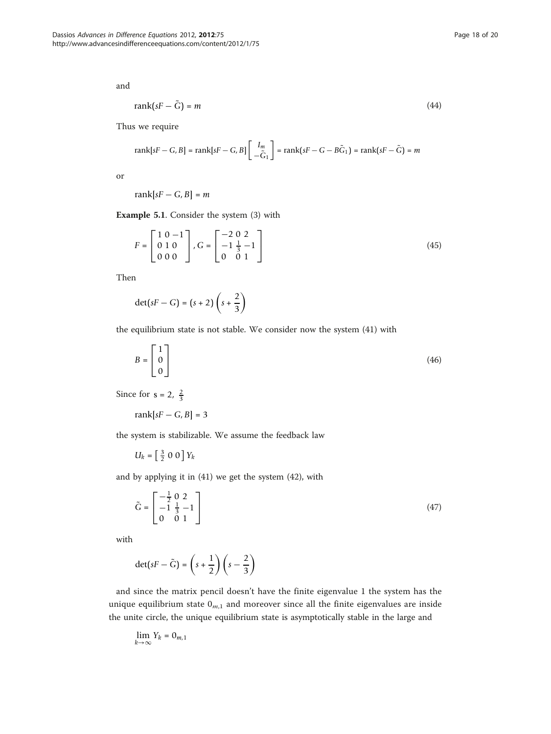and

$$\operatorname{rank}(sF - \tilde{G}) = m \tag{44}$$

Thus we require

$$\operatorname{rank}[sF - G, B] = \operatorname{rank}[sF - G, B]\begin{bmatrix} I_m \\ -\tilde{G}_1 \end{bmatrix} = \operatorname{rank}(sF - G - B\tilde{G}_1) = \operatorname{rank}(sF - \tilde{G}) = m$$

or

$$\operatorname{rank}[sF - G, B] = m$$

**Example 5.1**. Consider the system (3) with

$$F = \begin{bmatrix} 1 & 0 & -1 \\ 0 & 1 & 0 \\ 0 & 0 & 0 \end{bmatrix}, G = \begin{bmatrix} -2 & 0 & 2 \\ -1 & \frac{1}{3} & -1 \\ 0 & 0 & 1 \end{bmatrix} \tag{45}$$

Then

$$\det(sF - G) = (s + 2)\left(s + \frac{2}{3}\right)$$

the equilibrium state is not stable. We consider now the system (41) with

$$B = \begin{bmatrix} 1 \\ 0 \\ 0 \end{bmatrix} \tag{46}$$

Since for $s = 2, \frac{2}{3}$

$$\operatorname{rank}[sF - G, B] = 3$$

the system is stabilizable. We assume the feedback law

$$U_k = \begin{bmatrix} \frac{3}{2} & 0 & 0 \end{bmatrix} Y_k$$

and by applying it in (41) we get the system (42), with

$$\tilde{G} = \begin{bmatrix} -\frac{1}{2} & 0 & 2 \\ -1 & \frac{1}{3} & -1 \\ 0 & 0 & 1 \end{bmatrix} \tag{47}$$

with

$$\det(sF - \tilde{G}) = \left(s + \frac{1}{2}\right)\left(s - \frac{2}{3}\right)$$

and since the matrix pencil doesn't have the finite eigenvalue 1 the system has the unique equilibrium state $0_{m,1}$ and moreover since all the finite eigenvalues are inside the unite circle, the unique equilibrium state is asymptotically stable in the large and

$$\lim_{k \to \infty} Y_k = 0_{m,1}$$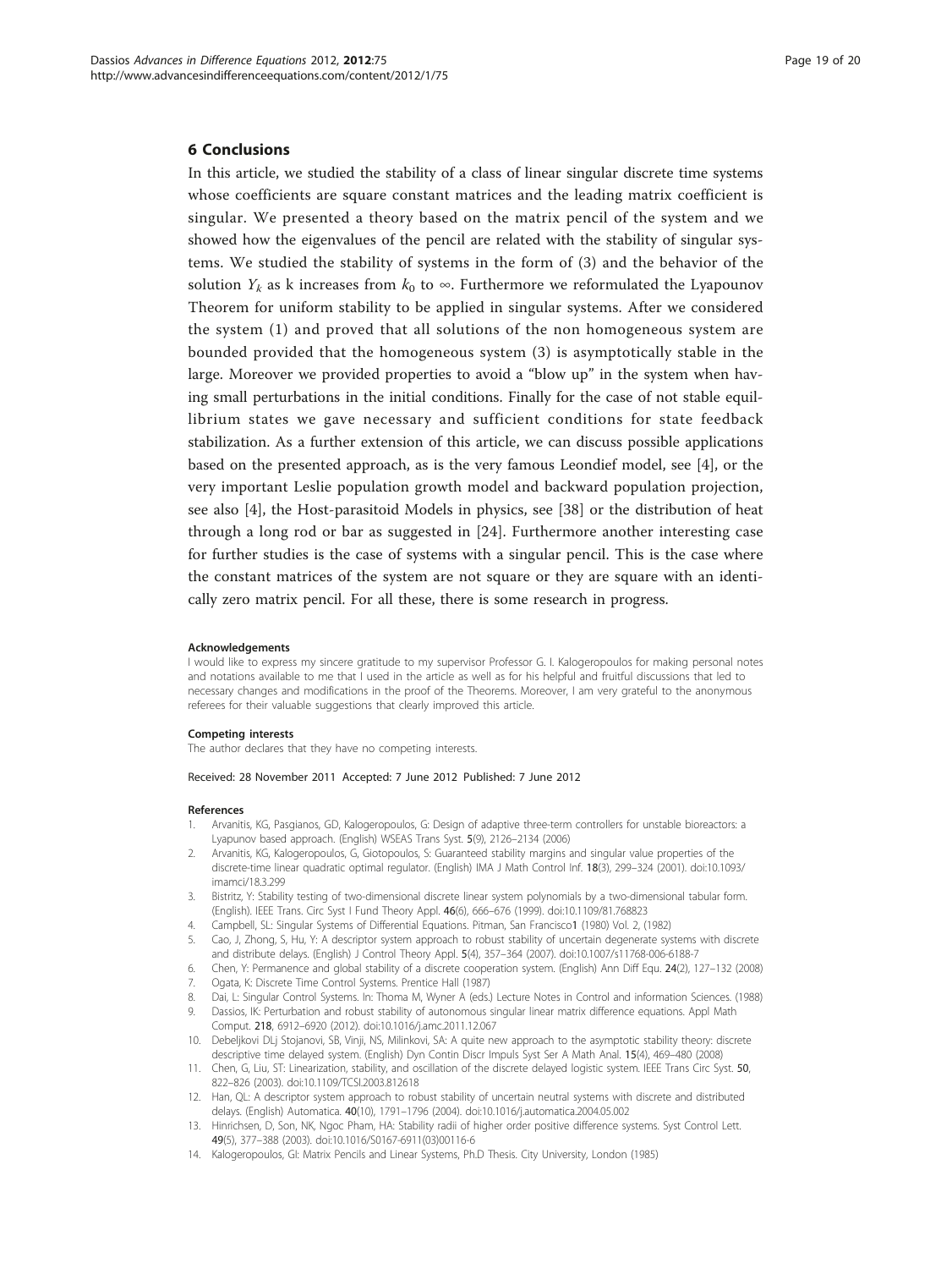## 6 Conclusions

In this article, we studied the stability of a class of linear singular discrete time systems whose coefficients are square constant matrices and the leading matrix coefficient is singular. We presented a theory based on the matrix pencil of the system and we showed how the eigenvalues of the pencil are related with the stability of singular systems. We studied the stability of systems in the form of (3) and the behavior of the solution $Y_k$ as k increases from $k_0$ to $\infty$. Furthermore we reformulated the Lyapounov Theorem for uniform stability to be applied in singular systems. After we considered the system (1) and proved that all solutions of the non homogeneous system are bounded provided that the homogeneous system (3) is asymptotically stable in the large. Moreover we provided properties to avoid a "blow up" in the system when having small perturbations in the initial conditions. Finally for the case of not stable equilibrium states we gave necessary and sufficient conditions for state feedback stabilization. As a further extension of this article, we can discuss possible applications based on the presented approach, as is the very famous Leondief model, see [4], or the very important Leslie population growth model and backward population projection, see also [4], the Host-parasitoid Models in physics, see [38] or the distribution of heat through a long rod or bar as suggested in [24]. Furthermore another interesting case for further studies is the case of systems with a singular pencil. This is the case where the constant matrices of the system are not square or they are square with an identically zero matrix pencil. For all these, there is some research in progress.

#### Acknowledgements

I would like to express my sincere gratitude to my supervisor Professor G. I. Kalogeropoulos for making personal notes and notations available to me that I used in the article as well as for his helpful and fruitful discussions that led to necessary changes and modifications in the proof of the Theorems. Moreover, I am very grateful to the anonymous referees for their valuable suggestions that clearly improved this article.

#### Competing interests

The author declares that they have no competing interests.

Received: 28 November 2011 Accepted: 7 June 2012 Published: 7 June 2012

#### References

1. Arvanitis, KG, Pasgianos, GD, Kalogeropoulos, G: Design of adaptive three-term controllers for unstable bioreactors: a Lyapunov based approach. (English) WSEAS Trans Syst. **5**(9), 2126–2134 (2006)
2. Arvanitis, KG, Kalogeropoulos, G, Giotopoulos, S: Guaranteed stability margins and singular value properties of the discrete-time linear quadratic optimal regulator. (English) IMA J Math Control Inf. **18**(3), 299–324 (2001). doi:10.1093/imamci/18.3.299
3. Bistritz, Y: Stability testing of two-dimensional discrete linear system polynomials by a two-dimensional tabular form. (English). IEEE Trans. Circ Syst I Fund Theory Appl. **46**(6), 666–676 (1999). doi:10.1109/81.768823
4. Campbell, SL: Singular Systems of Differential Equations. Pitman, San Francisco1 (1980) Vol. 2, (1982)
5. Cao, J, Zhong, S, Hu, Y: A descriptor system approach to robust stability of uncertain degenerate systems with discrete and distribute delays. (English) J Control Theory Appl. **5**(4), 357–364 (2007). doi:10.1007/s11768-006-6188-7
6. Chen, Y: Permanence and global stability of a discrete cooperation system. (English) Ann Diff Equ. **24**(2), 127–132 (2008)
7. Ogata, K: Discrete Time Control Systems. Prentice Hall (1987)
8. Dai, L: Singular Control Systems. In: Thoma M, Wyner A (eds.) Lecture Notes in Control and information Sciences. (1988)
9. Dassios, IK: Perturbation and robust stability of autonomous singular linear matrix difference equations. Appl Math Comput. **218**, 6912–6920 (2012). doi:10.1016/j.amc.2011.12.067
10. Debeljkovi DLj Stojanovi, SB, Vinji, NS, Milinkovi, SA: A quite new approach to the asymptotic stability theory: discrete descriptive time delayed system. (English) Dyn Contin Discr Impuls Syst Ser A Math Anal. **15**(4), 469–480 (2008)
11. Chen, G, Liu, ST: Linearization, stability, and oscillation of the discrete delayed logistic system. IEEE Trans Circ Syst. **50**, 822–826 (2003). doi:10.1109/TCSI.2003.812618
12. Han, QL: A descriptor system approach to robust stability of uncertain neutral systems with discrete and distributed delays. (English) Automatica. **40**(10), 1791–1796 (2004). doi:10.1016/j.automatica.2004.05.002
13. Hinrichsen, D, Son, NK, Ngoc Pham, HA: Stability radii of higher order positive difference systems. Syst Control Lett. **49**(5), 377–388 (2003). doi:10.1016/S0167-6911(03)00116-6
14. Kalogeropoulos, GI: Matrix Pencils and Linear Systems, Ph.D Thesis. City University, London (1985)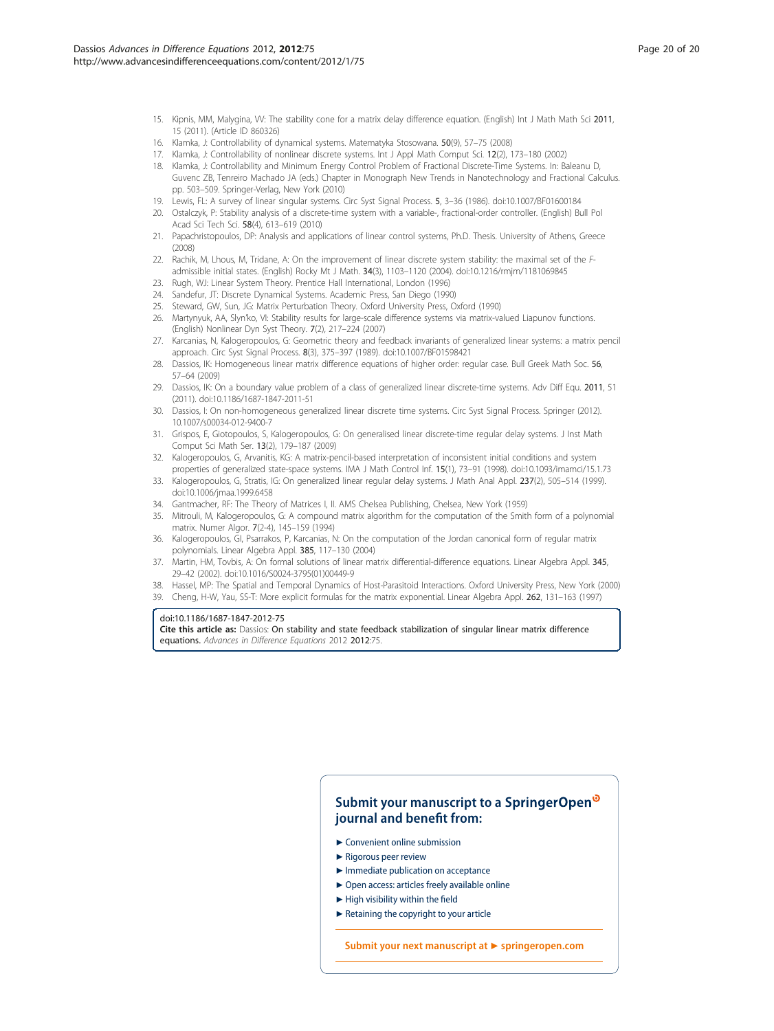15. Kipnis, MM, Malygina, VV: The stability cone for a matrix delay difference equation. (English) Int J Math Math Sci **2011**, 15 (2011). (Article ID 860326)
16. Klamka, J: Controllability of dynamical systems. Matematyka Stosowana. **50**(9), 57–75 (2008)
17. Klamka, J: Controllability of nonlinear discrete systems. Int J Appl Math Comput Sci. **12**(2), 173–180 (2002)
18. Klamka, J: Controllability and Minimum Energy Control Problem of Fractional Discrete-Time Systems. In: Baleanu D, Guvenc ZB, Tenreiro Machado JA (eds.) Chapter in Monograph New Trends in Nanotechnology and Fractional Calculus. pp. 503–509. Springer-Verlag, New York (2010)
19. Lewis, FL: A survey of linear singular systems. Circ Syst Signal Process. **5**, 3–36 (1986). doi:10.1007/BF01600184
20. Ostalczyk, P: Stability analysis of a discrete-time system with a variable-, fractional-order controller. (English) Bull Pol Acad Sci Tech Sci. **58**(4), 613–619 (2010)
21. Papachristopoulos, DP: Analysis and applications of linear control systems, Ph.D. Thesis. University of Athens, Greece (2008)
22. Rachik, M, Lhous, M, Tridane, A: On the improvement of linear discrete system stability: the maximal set of the *F*-admissible initial states. (English) Rocky Mt J Math. **34**(3), 1103–1120 (2004). doi:10.1216/rmjm/1181069845
23. Rugh, WJ: Linear System Theory. Prentice Hall International, London (1996)
24. Sandefur, JT: Discrete Dynamical Systems. Academic Press, San Diego (1990)
25. Steward, GW, Sun, JG: Matrix Perturbation Theory. Oxford University Press, Oxford (1990)
26. Martynyuk, AA, Slyn'ko, VI: Stability results for large-scale difference systems via matrix-valued Liapunov functions. (English) Nonlinear Dyn Syst Theory. **7**(2), 217–224 (2007)
27. Karcanias, N, Kalogeropoulos, G: Geometric theory and feedback invariants of generalized linear systems: a matrix pencil approach. Circ Syst Signal Process. **8**(3), 375–397 (1989). doi:10.1007/BF01598421
28. Dassios, IK: Homogeneous linear matrix difference equations of higher order: regular case. Bull Greek Math Soc. **56**, 57–64 (2009)
29. Dassios, IK: On a boundary value problem of a class of generalized linear discrete-time systems. Adv Diff Equ. **2011**, 51 (2011). doi:10.1186/1687-1847-2011-51
30. Dassios, I: On non-homogeneous generalized linear discrete time systems. Circ Syst Signal Process. Springer (2012). 10.1007/s00034-012-9400-7
31. Grispos, E, Giotopoulos, S, Kalogeropoulos, G: On generalised linear discrete-time regular delay systems. J Inst Math Comput Sci Math Ser. **13**(2), 179–187 (2009)
32. Kalogeropoulos, G, Arvanitis, KG: A matrix-pencil-based interpretation of inconsistent initial conditions and system properties of generalized state-space systems. IMA J Math Control Inf. **15**(1), 73–91 (1998). doi:10.1093/imamci/15.1.73
33. Kalogeropoulos, G, Stratis, IG: On generalized linear regular delay systems. J Math Anal Appl. **237**(2), 505–514 (1999). doi:10.1006/jmaa.1999.6458
34. Gantmacher, RF: The Theory of Matrices I, II. AMS Chelsea Publishing, Chelsea, New York (1959)
35. Mitrouli, M, Kalogeropoulos, G: A compound matrix algorithm for the computation of the Smith form of a polynomial matrix. Numer Algor. **7**(2-4), 145–159 (1994)
36. Kalogeropoulos, GI, Psarrakos, P, Karcanias, N: On the computation of the Jordan canonical form of regular matrix polynomials. Linear Algebra Appl. **385**, 117–130 (2004)
37. Martin, HM, Tovbis, A: On formal solutions of linear matrix differential-difference equations. Linear Algebra Appl. **345**, 29–42 (2002). doi:10.1016/S0024-3795(01)00449-9
38. Hassel, MP: The Spatial and Temporal Dynamics of Host-Parasitoid Interactions. Oxford University Press, New York (2000)
39. Cheng, H-W, Yau, SS-T: More explicit formulas for the matrix exponential. Linear Algebra Appl. **262**, 131–163 (1997)

doi:10.1186/1687-1847-2012-75
**Cite this article as:** Dassios: On stability and state feedback stabilization of singular linear matrix difference equations. *Advances in Difference Equations* 2012 **2012**:75.

**Submit your manuscript to a SpringerOpen journal and benefit from:**

- ► Convenient online submission
- ► Rigorous peer review
- ► Immediate publication on acceptance
- ► Open access: articles freely available online
- ► High visibility within the field
- ► Retaining the copyright to your article

**Submit your next manuscript at ► springeropen.com**